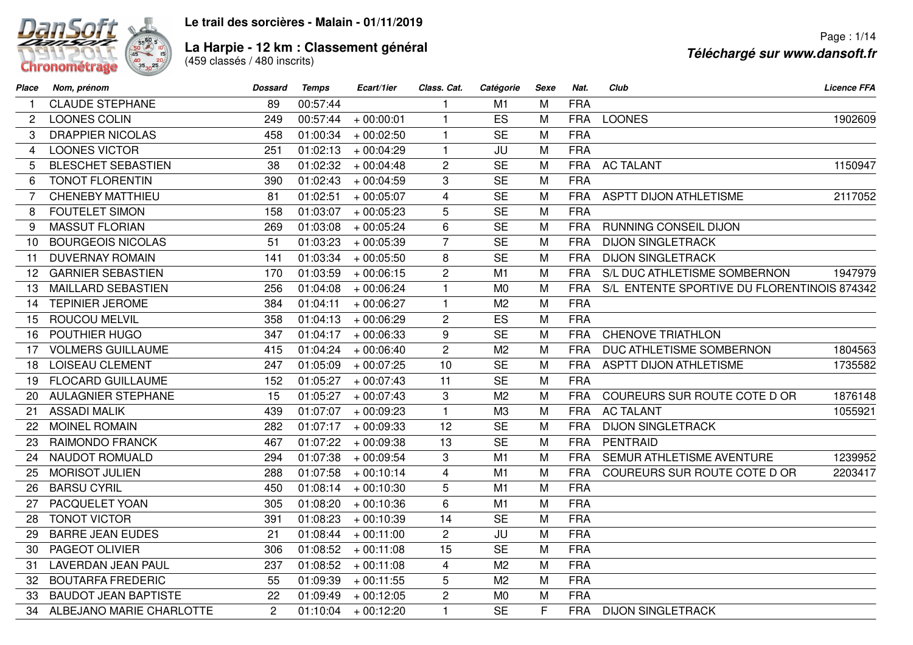# Le trail des sorcières - Malain - 01/11/2019

## La Harpie - 12 km : Classement général

(459 classés / 480 inscrits)

*Téléchargé sur www.dansoft.fr*

| Place | Nom, prénom | Dossard | Temps | Ecart/1ier | Class. Cat. | Catégorie | Sexe | Nat. | Club | Licence FFA |
|---|---|---|---|---|---|---|---|---|---|---|
| 1 | CLAUDE STEPHANE | 89 | 00:57:44 | | 1 | M1 | M | FRA | | |
| 2 | LOONES COLIN | 249 | 00:57:44 | + 00:00:01 | 1 | ES | M | FRA | LOONES | 1902609 |
| 3 | DRAPPIER NICOLAS | 458 | 01:00:34 | + 00:02:50 | 1 | SE | M | FRA | | |
| 4 | LOONES VICTOR | 251 | 01:02:13 | + 00:04:29 | 1 | JU | M | FRA | | |
| 5 | BLESCHET SEBASTIEN | 38 | 01:02:32 | + 00:04:48 | 2 | SE | M | FRA | AC TALANT | 1150947 |
| 6 | TONOT FLORENTIN | 390 | 01:02:43 | + 00:04:59 | 3 | SE | M | FRA | | |
| 7 | CHENEBY MATTHIEU | 81 | 01:02:51 | + 00:05:07 | 4 | SE | M | FRA | ASPTT DIJON ATHLETISME | 2117052 |
| 8 | FOUTELET SIMON | 158 | 01:03:07 | + 00:05:23 | 5 | SE | M | FRA | | |
| 9 | MASSUT FLORIAN | 269 | 01:03:08 | + 00:05:24 | 6 | SE | M | FRA | RUNNING CONSEIL DIJON | |
| 10 | BOURGEOIS NICOLAS | 51 | 01:03:23 | + 00:05:39 | 7 | SE | M | FRA | DIJON SINGLETRACK | |
| 11 | DUVERNAY ROMAIN | 141 | 01:03:34 | + 00:05:50 | 8 | SE | M | FRA | DIJON SINGLETRACK | |
| 12 | GARNIER SEBASTIEN | 170 | 01:03:59 | + 00:06:15 | 2 | M1 | M | FRA | S/L DUC ATHLETISME SOMBERNON | 1947979 |
| 13 | MAILLARD SEBASTIEN | 256 | 01:04:08 | + 00:06:24 | 1 | M0 | M | FRA | S/L ENTENTE SPORTIVE DU FLORENTINOIS | 874342 |
| 14 | TEPINIER JEROME | 384 | 01:04:11 | + 00:06:27 | 1 | M2 | M | FRA | | |
| 15 | ROUCOU MELVIL | 358 | 01:04:13 | + 00:06:29 | 2 | ES | M | FRA | | |
| 16 | POUTHIER HUGO | 347 | 01:04:17 | + 00:06:33 | 9 | SE | M | FRA | CHENOVE TRIATHLON | |
| 17 | VOLMERS GUILLAUME | 415 | 01:04:24 | + 00:06:40 | 2 | M2 | M | FRA | DUC ATHLETISME SOMBERNON | 1804563 |
| 18 | LOISEAU CLEMENT | 247 | 01:05:09 | + 00:07:25 | 10 | SE | M | FRA | ASPTT DIJON ATHLETISME | 1735582 |
| 19 | FLOCARD GUILLAUME | 152 | 01:05:27 | + 00:07:43 | 11 | SE | M | FRA | | |
| 20 | AULAGNIER STEPHANE | 15 | 01:05:27 | + 00:07:43 | 3 | M2 | M | FRA | COUREURS SUR ROUTE COTE D OR | 1876148 |
| 21 | ASSADI MALIK | 439 | 01:07:07 | + 00:09:23 | 1 | M3 | M | FRA | AC TALANT | 1055921 |
| 22 | MOINEL ROMAIN | 282 | 01:07:17 | + 00:09:33 | 12 | SE | M | FRA | DIJON SINGLETRACK | |
| 23 | RAIMONDO FRANCK | 467 | 01:07:22 | + 00:09:38 | 13 | SE | M | FRA | PENTRAID | |
| 24 | NAUDOT ROMUALD | 294 | 01:07:38 | + 00:09:54 | 3 | M1 | M | FRA | SEMUR ATHLETISME AVENTURE | 1239952 |
| 25 | MORISOT JULIEN | 288 | 01:07:58 | + 00:10:14 | 4 | M1 | M | FRA | COUREURS SUR ROUTE COTE D OR | 2203417 |
| 26 | BARSU CYRIL | 450 | 01:08:14 | + 00:10:30 | 5 | M1 | M | FRA | | |
| 27 | PACQUELET YOAN | 305 | 01:08:20 | + 00:10:36 | 6 | M1 | M | FRA | | |
| 28 | TONOT VICTOR | 391 | 01:08:23 | + 00:10:39 | 14 | SE | M | FRA | | |
| 29 | BARRE JEAN EUDES | 21 | 01:08:44 | + 00:11:00 | 2 | JU | M | FRA | | |
| 30 | PAGEOT OLIVIER | 306 | 01:08:52 | + 00:11:08 | 15 | SE | M | FRA | | |
| 31 | LAVERDAN JEAN PAUL | 237 | 01:08:52 | + 00:11:08 | 4 | M2 | M | FRA | | |
| 32 | BOUTARFA FREDERIC | 55 | 01:09:39 | + 00:11:55 | 5 | M2 | M | FRA | | |
| 33 | BAUDOT JEAN BAPTISTE | 22 | 01:09:49 | + 00:12:05 | 2 | M0 | M | FRA | | |
| 34 | ALBEJANO MARIE CHARLOTTE | 2 | 01:10:04 | + 00:12:20 | 1 | SE | F | FRA | DIJON SINGLETRACK | |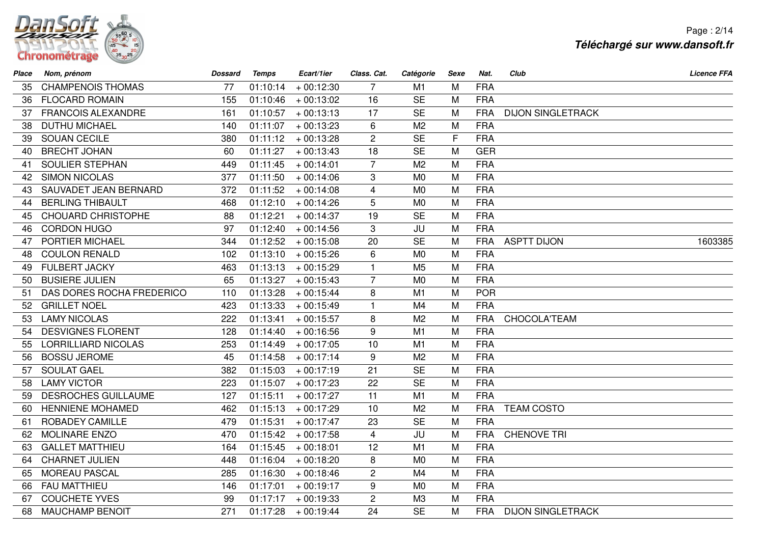| Place | Nom, prénom | Dossard | Temps | Ecart/1ier | Class. Cat. | Catégorie | Sexe | Nat. | Club | Licence FFA |
|---|---|---|---|---|---|---|---|---|---|---|
| 35 | CHAMPENOIS THOMAS | 77 | 01:10:14 | + 00:12:30 | 7 | M1 | M | FRA | | |
| 36 | FLOCARD ROMAIN | 155 | 01:10:46 | + 00:13:02 | 16 | SE | M | FRA | | |
| 37 | FRANCOIS ALEXANDRE | 161 | 01:10:57 | + 00:13:13 | 17 | SE | M | FRA | DIJON SINGLETRACK | |
| 38 | DUTHU MICHAEL | 140 | 01:11:07 | + 00:13:23 | 6 | M2 | M | FRA | | |
| 39 | SOUAN CECILE | 380 | 01:11:12 | + 00:13:28 | 2 | SE | F | FRA | | |
| 40 | BRECHT JOHAN | 60 | 01:11:27 | + 00:13:43 | 18 | SE | M | GER | | |
| 41 | SOULIER STEPHAN | 449 | 01:11:45 | + 00:14:01 | 7 | M2 | M | FRA | | |
| 42 | SIMON NICOLAS | 377 | 01:11:50 | + 00:14:06 | 3 | M0 | M | FRA | | |
| 43 | SAUVADET JEAN BERNARD | 372 | 01:11:52 | + 00:14:08 | 4 | M0 | M | FRA | | |
| 44 | BERLING THIBAULT | 468 | 01:12:10 | + 00:14:26 | 5 | M0 | M | FRA | | |
| 45 | CHOUARD CHRISTOPHE | 88 | 01:12:21 | + 00:14:37 | 19 | SE | M | FRA | | |
| 46 | CORDON HUGO | 97 | 01:12:40 | + 00:14:56 | 3 | JU | M | FRA | | |
| 47 | PORTIER MICHAEL | 344 | 01:12:52 | + 00:15:08 | 20 | SE | M | FRA | ASPTT DIJON | 1603385 |
| 48 | COULON RENALD | 102 | 01:13:10 | + 00:15:26 | 6 | M0 | M | FRA | | |
| 49 | FULBERT JACKY | 463 | 01:13:13 | + 00:15:29 | 1 | M5 | M | FRA | | |
| 50 | BUSIERE JULIEN | 65 | 01:13:27 | + 00:15:43 | 7 | M0 | M | FRA | | |
| 51 | DAS DORES ROCHA FREDERICO | 110 | 01:13:28 | + 00:15:44 | 8 | M1 | M | POR | | |
| 52 | GRILLET NOEL | 423 | 01:13:33 | + 00:15:49 | 1 | M4 | M | FRA | | |
| 53 | LAMY NICOLAS | 222 | 01:13:41 | + 00:15:57 | 8 | M2 | M | FRA | CHOCOLA'TEAM | |
| 54 | DESVIGNES FLORENT | 128 | 01:14:40 | + 00:16:56 | 9 | M1 | M | FRA | | |
| 55 | LORRILLIARD NICOLAS | 253 | 01:14:49 | + 00:17:05 | 10 | M1 | M | FRA | | |
| 56 | BOSSU JEROME | 45 | 01:14:58 | + 00:17:14 | 9 | M2 | M | FRA | | |
| 57 | SOULAT GAEL | 382 | 01:15:03 | + 00:17:19 | 21 | SE | M | FRA | | |
| 58 | LAMY VICTOR | 223 | 01:15:07 | + 00:17:23 | 22 | SE | M | FRA | | |
| 59 | DESROCHES GUILLAUME | 127 | 01:15:11 | + 00:17:27 | 11 | M1 | M | FRA | | |
| 60 | HENNIENE MOHAMED | 462 | 01:15:13 | + 00:17:29 | 10 | M2 | M | FRA | TEAM COSTO | |
| 61 | ROBADEY CAMILLE | 479 | 01:15:31 | + 00:17:47 | 23 | SE | M | FRA | | |
| 62 | MOLINARE ENZO | 470 | 01:15:42 | + 00:17:58 | 4 | JU | M | FRA | CHENOVE TRI | |
| 63 | GALLET MATTHIEU | 164 | 01:15:45 | + 00:18:01 | 12 | M1 | M | FRA | | |
| 64 | CHARNET JULIEN | 448 | 01:16:04 | + 00:18:20 | 8 | M0 | M | FRA | | |
| 65 | MOREAU PASCAL | 285 | 01:16:30 | + 00:18:46 | 2 | M4 | M | FRA | | |
| 66 | FAU MATTHIEU | 146 | 01:17:01 | + 00:19:17 | 9 | M0 | M | FRA | | |
| 67 | COUCHETE YVES | 99 | 01:17:17 | + 00:19:33 | 2 | M3 | M | FRA | | |
| 68 | MAUCHAMP BENOIT | 271 | 01:17:28 | + 00:19:44 | 24 | SE | M | FRA | DIJON SINGLETRACK | |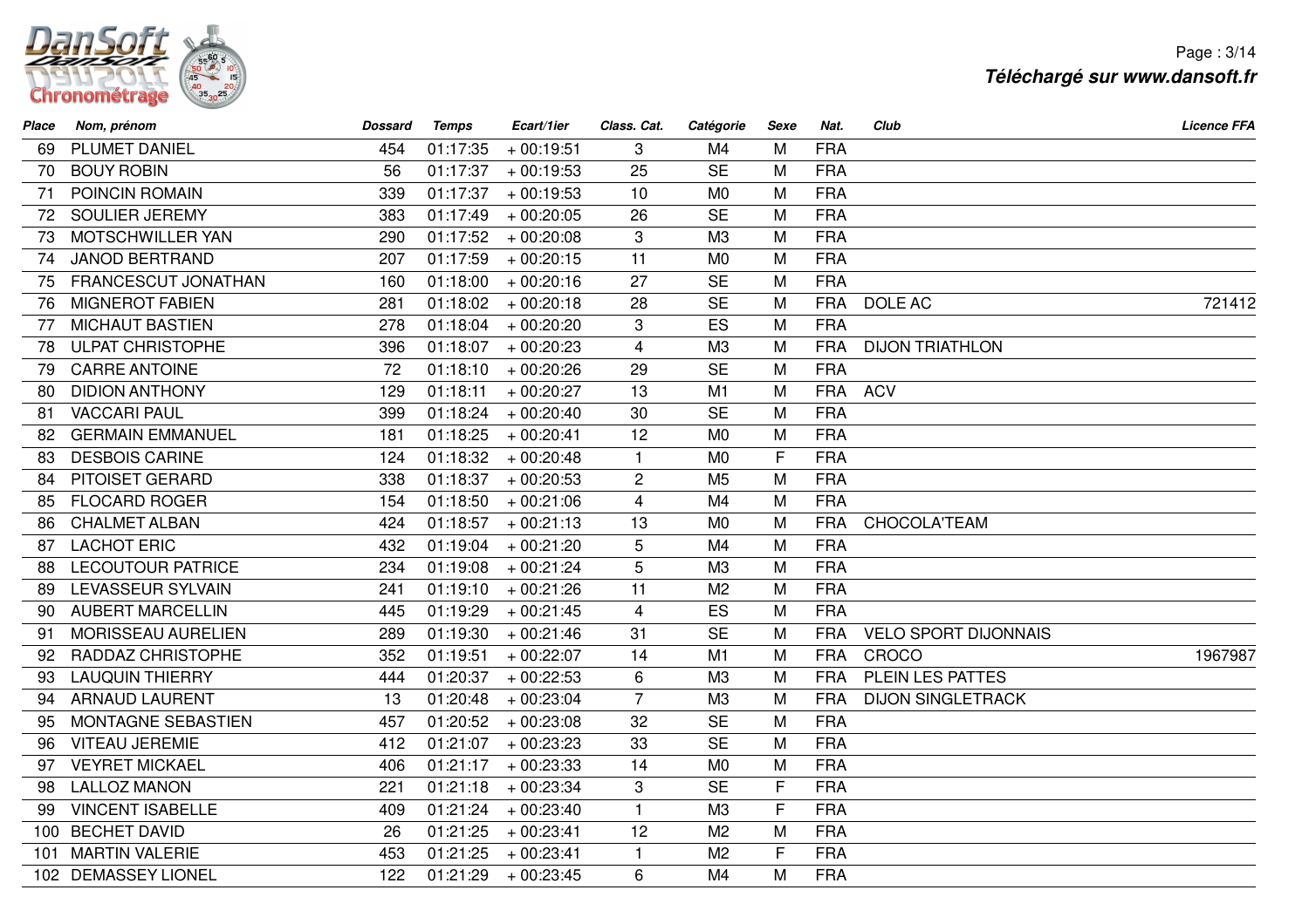| Place | Nom, prénom | Dossard | Temps | Ecart/1ier | Class. Cat. | Catégorie | Sexe | Nat. | Club | Licence FFA |
|---|---|---|---|---|---|---|---|---|---|---|
| 69 | PLUMET DANIEL | 454 | 01:17:35 | + 00:19:51 | 3 | M4 | M | FRA | | |
| 70 | BOUY ROBIN | 56 | 01:17:37 | + 00:19:53 | 25 | SE | M | FRA | | |
| 71 | POINCIN ROMAIN | 339 | 01:17:37 | + 00:19:53 | 10 | M0 | M | FRA | | |
| 72 | SOULIER JEREMY | 383 | 01:17:49 | + 00:20:05 | 26 | SE | M | FRA | | |
| 73 | MOTSCHWILLER YAN | 290 | 01:17:52 | + 00:20:08 | 3 | M3 | M | FRA | | |
| 74 | JANOD BERTRAND | 207 | 01:17:59 | + 00:20:15 | 11 | M0 | M | FRA | | |
| 75 | FRANCESCUT JONATHAN | 160 | 01:18:00 | + 00:20:16 | 27 | SE | M | FRA | | |
| 76 | MIGNEROT FABIEN | 281 | 01:18:02 | + 00:20:18 | 28 | SE | M | FRA | DOLE AC | 721412 |
| 77 | MICHAUT BASTIEN | 278 | 01:18:04 | + 00:20:20 | 3 | ES | M | FRA | | |
| 78 | ULPAT CHRISTOPHE | 396 | 01:18:07 | + 00:20:23 | 4 | M3 | M | FRA | DIJON TRIATHLON | |
| 79 | CARRE ANTOINE | 72 | 01:18:10 | + 00:20:26 | 29 | SE | M | FRA | | |
| 80 | DIDION ANTHONY | 129 | 01:18:11 | + 00:20:27 | 13 | M1 | M | FRA | ACV | |
| 81 | VACCARI PAUL | 399 | 01:18:24 | + 00:20:40 | 30 | SE | M | FRA | | |
| 82 | GERMAIN EMMANUEL | 181 | 01:18:25 | + 00:20:41 | 12 | M0 | M | FRA | | |
| 83 | DESBOIS CARINE | 124 | 01:18:32 | + 00:20:48 | 1 | M0 | F | FRA | | |
| 84 | PITOISET GERARD | 338 | 01:18:37 | + 00:20:53 | 2 | M5 | M | FRA | | |
| 85 | FLOCARD ROGER | 154 | 01:18:50 | + 00:21:06 | 4 | M4 | M | FRA | | |
| 86 | CHALMET ALBAN | 424 | 01:18:57 | + 00:21:13 | 13 | M0 | M | FRA | CHOCOLA'TEAM | |
| 87 | LACHOT ERIC | 432 | 01:19:04 | + 00:21:20 | 5 | M4 | M | FRA | | |
| 88 | LECOUTOUR PATRICE | 234 | 01:19:08 | + 00:21:24 | 5 | M3 | M | FRA | | |
| 89 | LEVASSEUR SYLVAIN | 241 | 01:19:10 | + 00:21:26 | 11 | M2 | M | FRA | | |
| 90 | AUBERT MARCELLIN | 445 | 01:19:29 | + 00:21:45 | 4 | ES | M | FRA | | |
| 91 | MORISSEAU AURELIEN | 289 | 01:19:30 | + 00:21:46 | 31 | SE | M | FRA | VELO SPORT DIJONNAIS | |
| 92 | RADDAZ CHRISTOPHE | 352 | 01:19:51 | + 00:22:07 | 14 | M1 | M | FRA | CROCO | 1967987 |
| 93 | LAUQUIN THIERRY | 444 | 01:20:37 | + 00:22:53 | 6 | M3 | M | FRA | PLEIN LES PATTES | |
| 94 | ARNAUD LAURENT | 13 | 01:20:48 | + 00:23:04 | 7 | M3 | M | FRA | DIJON SINGLETRACK | |
| 95 | MONTAGNE SEBASTIEN | 457 | 01:20:52 | + 00:23:08 | 32 | SE | M | FRA | | |
| 96 | VITEAU JEREMIE | 412 | 01:21:07 | + 00:23:23 | 33 | SE | M | FRA | | |
| 97 | VEYRET MICKAEL | 406 | 01:21:17 | + 00:23:33 | 14 | M0 | M | FRA | | |
| 98 | LALLOZ MANON | 221 | 01:21:18 | + 00:23:34 | 3 | SE | F | FRA | | |
| 99 | VINCENT ISABELLE | 409 | 01:21:24 | + 00:23:40 | 1 | M3 | F | FRA | | |
| 100 | BECHET DAVID | 26 | 01:21:25 | + 00:23:41 | 12 | M2 | M | FRA | | |
| 101 | MARTIN VALERIE | 453 | 01:21:25 | + 00:23:41 | 1 | M2 | F | FRA | | |
| 102 | DEMASSEY LIONEL | 122 | 01:21:29 | + 00:23:45 | 6 | M4 | M | FRA | | |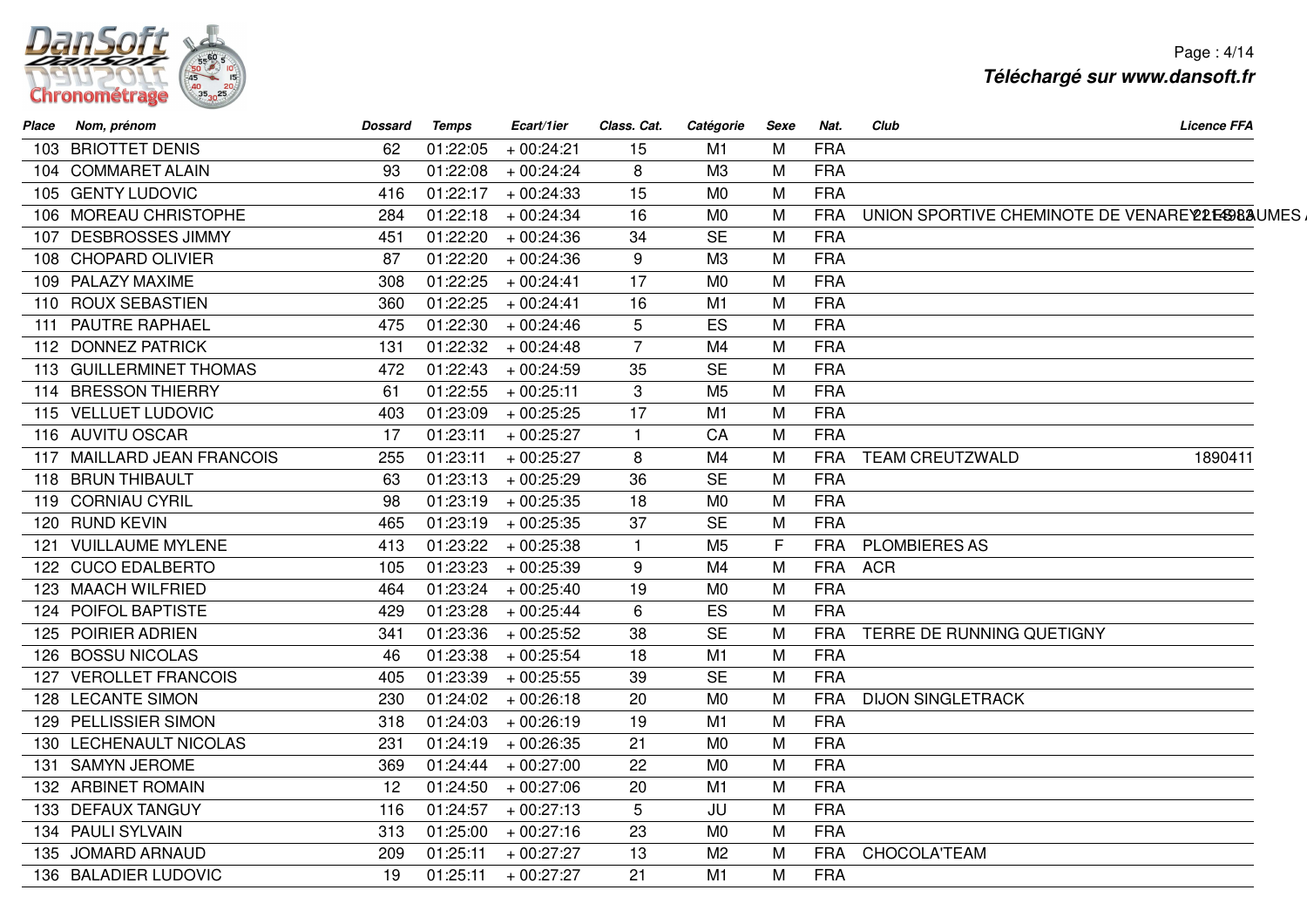| Place | Nom, prénom | Dossard | Temps | Ecart/1ier | Class. Cat. | Catégorie | Sexe | Nat. | Club | Licence FFA |
|---|---|---|---|---|---|---|---|---|---|---|
| 103 | BRIOTTET DENIS | 62 | 01:22:05 | + 00:24:21 | 15 | M1 | M | FRA | | |
| 104 | COMMARET ALAIN | 93 | 01:22:08 | + 00:24:24 | 8 | M3 | M | FRA | | |
| 105 | GENTY LUDOVIC | 416 | 01:22:17 | + 00:24:33 | 15 | M0 | M | FRA | | |
| 106 | MOREAU CHRISTOPHE | 284 | 01:22:18 | + 00:24:34 | 16 | M0 | M | FRA | UNION SPORTIVE CHEMINOTE DE VENAREY LES LAUMES | 221498 |
| 107 | DESBROSSES JIMMY | 451 | 01:22:20 | + 00:24:36 | 34 | SE | M | FRA | | |
| 108 | CHOPARD OLIVIER | 87 | 01:22:20 | + 00:24:36 | 9 | M3 | M | FRA | | |
| 109 | PALAZY MAXIME | 308 | 01:22:25 | + 00:24:41 | 17 | M0 | M | FRA | | |
| 110 | ROUX SEBASTIEN | 360 | 01:22:25 | + 00:24:41 | 16 | M1 | M | FRA | | |
| 111 | PAUTRE RAPHAEL | 475 | 01:22:30 | + 00:24:46 | 5 | ES | M | FRA | | |
| 112 | DONNEZ PATRICK | 131 | 01:22:32 | + 00:24:48 | 7 | M4 | M | FRA | | |
| 113 | GUILLERMINET THOMAS | 472 | 01:22:43 | + 00:24:59 | 35 | SE | M | FRA | | |
| 114 | BRESSON THIERRY | 61 | 01:22:55 | + 00:25:11 | 3 | M5 | M | FRA | | |
| 115 | VELLUET LUDOVIC | 403 | 01:23:09 | + 00:25:25 | 17 | M1 | M | FRA | | |
| 116 | AUVITU OSCAR | 17 | 01:23:11 | + 00:25:27 | 1 | CA | M | FRA | | |
| 117 | MAILLARD JEAN FRANCOIS | 255 | 01:23:11 | + 00:25:27 | 8 | M4 | M | FRA | TEAM CREUTZWALD | 1890411 |
| 118 | BRUN THIBAULT | 63 | 01:23:13 | + 00:25:29 | 36 | SE | M | FRA | | |
| 119 | CORNIAU CYRIL | 98 | 01:23:19 | + 00:25:35 | 18 | M0 | M | FRA | | |
| 120 | RUND KEVIN | 465 | 01:23:19 | + 00:25:35 | 37 | SE | M | FRA | | |
| 121 | VUILLAUME MYLENE | 413 | 01:23:22 | + 00:25:38 | 1 | M5 | F | FRA | PLOMBIERES AS | |
| 122 | CUCO EDALBERTO | 105 | 01:23:23 | + 00:25:39 | 9 | M4 | M | FRA | ACR | |
| 123 | MAACH WILFRIED | 464 | 01:23:24 | + 00:25:40 | 19 | M0 | M | FRA | | |
| 124 | POIFOL BAPTISTE | 429 | 01:23:28 | + 00:25:44 | 6 | ES | M | FRA | | |
| 125 | POIRIER ADRIEN | 341 | 01:23:36 | + 00:25:52 | 38 | SE | M | FRA | TERRE DE RUNNING QUETIGNY | |
| 126 | BOSSU NICOLAS | 46 | 01:23:38 | + 00:25:54 | 18 | M1 | M | FRA | | |
| 127 | VEROLLET FRANCOIS | 405 | 01:23:39 | + 00:25:55 | 39 | SE | M | FRA | | |
| 128 | LECANTE SIMON | 230 | 01:24:02 | + 00:26:18 | 20 | M0 | M | FRA | DIJON SINGLETRACK | |
| 129 | PELLISSIER SIMON | 318 | 01:24:03 | + 00:26:19 | 19 | M1 | M | FRA | | |
| 130 | LECHENAULT NICOLAS | 231 | 01:24:19 | + 00:26:35 | 21 | M0 | M | FRA | | |
| 131 | SAMYN JEROME | 369 | 01:24:44 | + 00:27:00 | 22 | M0 | M | FRA | | |
| 132 | ARBINET ROMAIN | 12 | 01:24:50 | + 00:27:06 | 20 | M1 | M | FRA | | |
| 133 | DEFAUX TANGUY | 116 | 01:24:57 | + 00:27:13 | 5 | JU | M | FRA | | |
| 134 | PAULI SYLVAIN | 313 | 01:25:00 | + 00:27:16 | 23 | M0 | M | FRA | | |
| 135 | JOMARD ARNAUD | 209 | 01:25:11 | + 00:27:27 | 13 | M2 | M | FRA | CHOCOLA'TEAM | |
| 136 | BALADIER LUDOVIC | 19 | 01:25:11 | + 00:27:27 | 21 | M1 | M | FRA | | |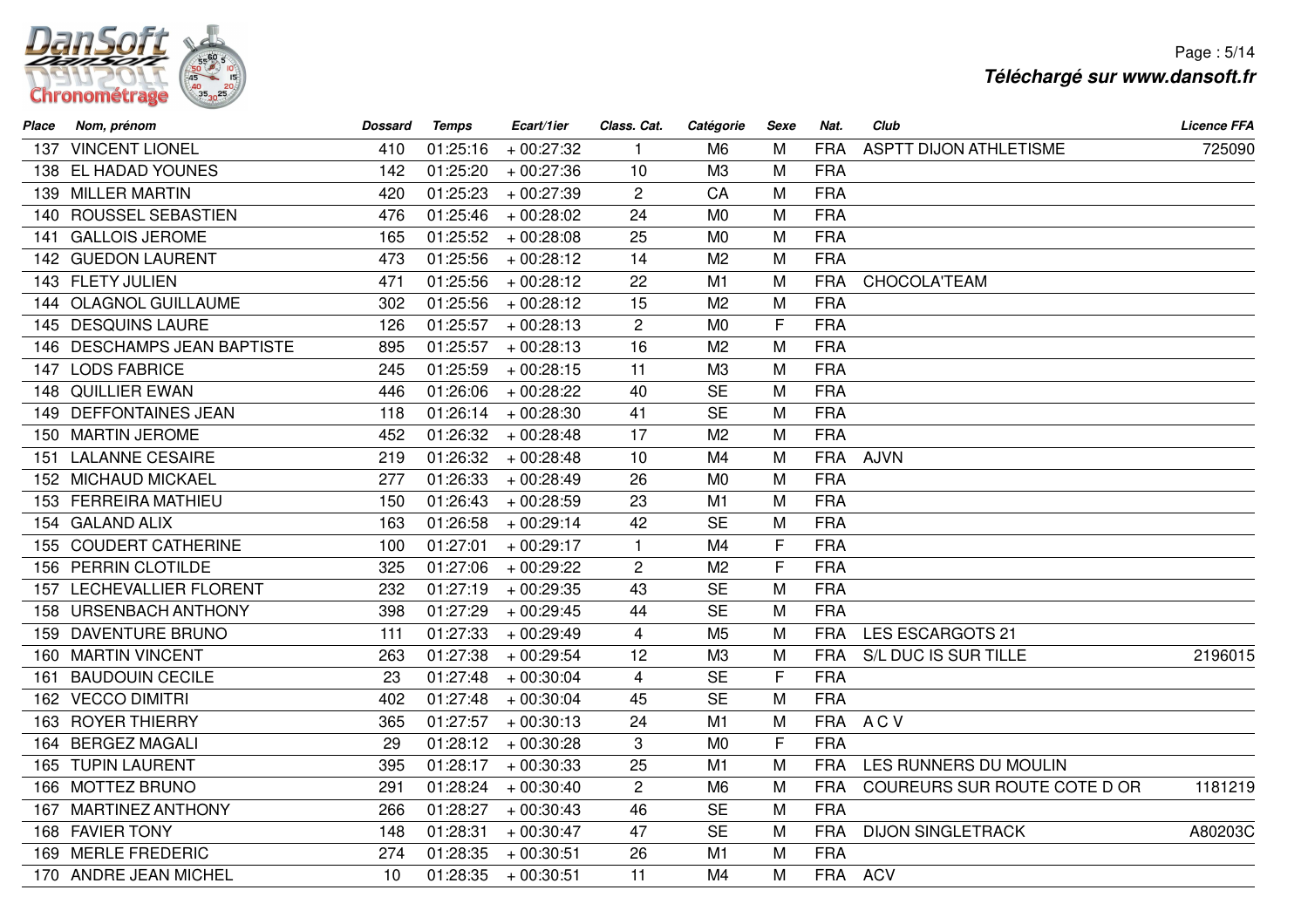| Place | Nom, prénom | Dossard | Temps | Ecart/1ier | Class. Cat. | Catégorie | Sexe | Nat. | Club | Licence FFA |
|---|---|---|---|---|---|---|---|---|---|---|
| 137 | VINCENT LIONEL | 410 | 01:25:16 | + 00:27:32 | 1 | M6 | M | FRA | ASPTT DIJON ATHLETISME | 725090 |
| 138 | EL HADAD YOUNES | 142 | 01:25:20 | + 00:27:36 | 10 | M3 | M | FRA | | |
| 139 | MILLER MARTIN | 420 | 01:25:23 | + 00:27:39 | 2 | CA | M | FRA | | |
| 140 | ROUSSEL SEBASTIEN | 476 | 01:25:46 | + 00:28:02 | 24 | M0 | M | FRA | | |
| 141 | GALLOIS JEROME | 165 | 01:25:52 | + 00:28:08 | 25 | M0 | M | FRA | | |
| 142 | GUEDON LAURENT | 473 | 01:25:56 | + 00:28:12 | 14 | M2 | M | FRA | | |
| 143 | FLETY JULIEN | 471 | 01:25:56 | + 00:28:12 | 22 | M1 | M | FRA | CHOCOLA'TEAM | |
| 144 | OLAGNOL GUILLAUME | 302 | 01:25:56 | + 00:28:12 | 15 | M2 | M | FRA | | |
| 145 | DESQUINS LAURE | 126 | 01:25:57 | + 00:28:13 | 2 | M0 | F | FRA | | |
| 146 | DESCHAMPS JEAN BAPTISTE | 895 | 01:25:57 | + 00:28:13 | 16 | M2 | M | FRA | | |
| 147 | LODS FABRICE | 245 | 01:25:59 | + 00:28:15 | 11 | M3 | M | FRA | | |
| 148 | QUILLIER EWAN | 446 | 01:26:06 | + 00:28:22 | 40 | SE | M | FRA | | |
| 149 | DEFFONTAINES JEAN | 118 | 01:26:14 | + 00:28:30 | 41 | SE | M | FRA | | |
| 150 | MARTIN JEROME | 452 | 01:26:32 | + 00:28:48 | 17 | M2 | M | FRA | | |
| 151 | LALANNE CESAIRE | 219 | 01:26:32 | + 00:28:48 | 10 | M4 | M | FRA | AJVN | |
| 152 | MICHAUD MICKAEL | 277 | 01:26:33 | + 00:28:49 | 26 | M0 | M | FRA | | |
| 153 | FERREIRA MATHIEU | 150 | 01:26:43 | + 00:28:59 | 23 | M1 | M | FRA | | |
| 154 | GALAND ALIX | 163 | 01:26:58 | + 00:29:14 | 42 | SE | M | FRA | | |
| 155 | COUDERT CATHERINE | 100 | 01:27:01 | + 00:29:17 | 1 | M4 | F | FRA | | |
| 156 | PERRIN CLOTILDE | 325 | 01:27:06 | + 00:29:22 | 2 | M2 | F | FRA | | |
| 157 | LECHEVALLIER FLORENT | 232 | 01:27:19 | + 00:29:35 | 43 | SE | M | FRA | | |
| 158 | URSENBACH ANTHONY | 398 | 01:27:29 | + 00:29:45 | 44 | SE | M | FRA | | |
| 159 | DAVENTURE BRUNO | 111 | 01:27:33 | + 00:29:49 | 4 | M5 | M | FRA | LES ESCARGOTS 21 | |
| 160 | MARTIN VINCENT | 263 | 01:27:38 | + 00:29:54 | 12 | M3 | M | FRA | S/L DUC IS SUR TILLE | 2196015 |
| 161 | BAUDOUIN CECILE | 23 | 01:27:48 | + 00:30:04 | 4 | SE | F | FRA | | |
| 162 | VECCO DIMITRI | 402 | 01:27:48 | + 00:30:04 | 45 | SE | M | FRA | | |
| 163 | ROYER THIERRY | 365 | 01:27:57 | + 00:30:13 | 24 | M1 | M | FRA | A C V | |
| 164 | BERGEZ MAGALI | 29 | 01:28:12 | + 00:30:28 | 3 | M0 | F | FRA | | |
| 165 | TUPIN LAURENT | 395 | 01:28:17 | + 00:30:33 | 25 | M1 | M | FRA | LES RUNNERS DU MOULIN | |
| 166 | MOTTEZ BRUNO | 291 | 01:28:24 | + 00:30:40 | 2 | M6 | M | FRA | COUREURS SUR ROUTE COTE D OR | 1181219 |
| 167 | MARTINEZ ANTHONY | 266 | 01:28:27 | + 00:30:43 | 46 | SE | M | FRA | | |
| 168 | FAVIER TONY | 148 | 01:28:31 | + 00:30:47 | 47 | SE | M | FRA | DIJON SINGLETRACK | A80203C |
| 169 | MERLE FREDERIC | 274 | 01:28:35 | + 00:30:51 | 26 | M1 | M | FRA | | |
| 170 | ANDRE JEAN MICHEL | 10 | 01:28:35 | + 00:30:51 | 11 | M4 | M | FRA | ACV | |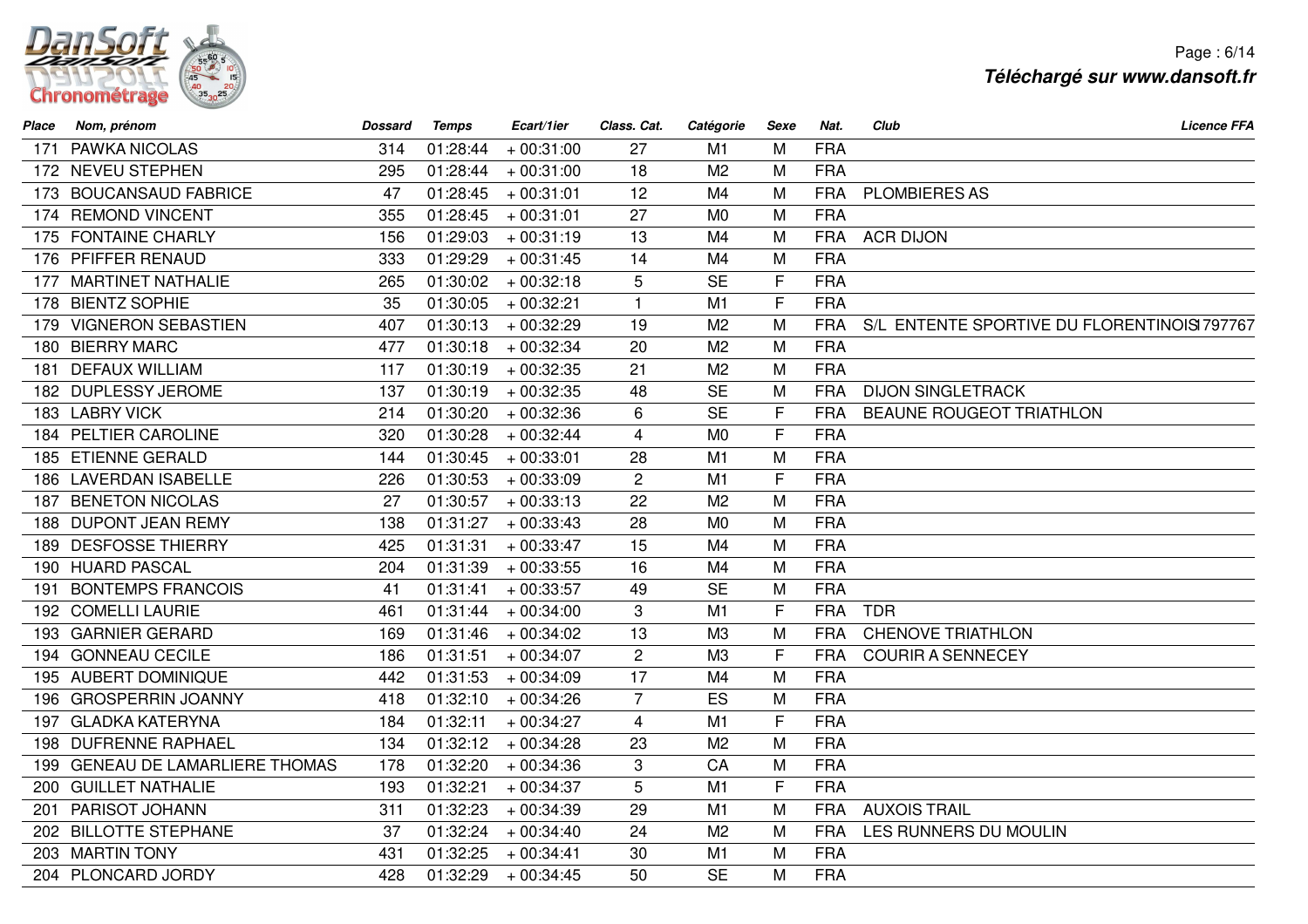| Place | Nom, prénom | Dossard | Temps | Ecart/1ier | Class. Cat. | Catégorie | Sexe | Nat. | Club | Licence FFA |
|---|---|---|---|---|---|---|---|---|---|---|
| 171 | PAWKA NICOLAS | 314 | 01:28:44 | + 00:31:00 | 27 | M1 | M | FRA | | |
| 172 | NEVEU STEPHEN | 295 | 01:28:44 | + 00:31:00 | 18 | M2 | M | FRA | | |
| 173 | BOUCANSAUD FABRICE | 47 | 01:28:45 | + 00:31:01 | 12 | M4 | M | FRA | PLOMBIERES AS | |
| 174 | REMOND VINCENT | 355 | 01:28:45 | + 00:31:01 | 27 | M0 | M | FRA | | |
| 175 | FONTAINE CHARLY | 156 | 01:29:03 | + 00:31:19 | 13 | M4 | M | FRA | ACR DIJON | |
| 176 | PFIFFER RENAUD | 333 | 01:29:29 | + 00:31:45 | 14 | M4 | M | FRA | | |
| 177 | MARTINET NATHALIE | 265 | 01:30:02 | + 00:32:18 | 5 | SE | F | FRA | | |
| 178 | BIENTZ SOPHIE | 35 | 01:30:05 | + 00:32:21 | 1 | M1 | F | FRA | | |
| 179 | VIGNERON SEBASTIEN | 407 | 01:30:13 | + 00:32:29 | 19 | M2 | M | FRA | S/L ENTENTE SPORTIVE DU FLORENTINOIS | 1797767 |
| 180 | BIERRY MARC | 477 | 01:30:18 | + 00:32:34 | 20 | M2 | M | FRA | | |
| 181 | DEFAUX WILLIAM | 117 | 01:30:19 | + 00:32:35 | 21 | M2 | M | FRA | | |
| 182 | DUPLESSY JEROME | 137 | 01:30:19 | + 00:32:35 | 48 | SE | M | FRA | DIJON SINGLETRACK | |
| 183 | LABRY VICK | 214 | 01:30:20 | + 00:32:36 | 6 | SE | F | FRA | BEAUNE ROUGEOT TRIATHLON | |
| 184 | PELTIER CAROLINE | 320 | 01:30:28 | + 00:32:44 | 4 | M0 | F | FRA | | |
| 185 | ETIENNE GERALD | 144 | 01:30:45 | + 00:33:01 | 28 | M1 | M | FRA | | |
| 186 | LAVERDAN ISABELLE | 226 | 01:30:53 | + 00:33:09 | 2 | M1 | F | FRA | | |
| 187 | BENETON NICOLAS | 27 | 01:30:57 | + 00:33:13 | 22 | M2 | M | FRA | | |
| 188 | DUPONT JEAN REMY | 138 | 01:31:27 | + 00:33:43 | 28 | M0 | M | FRA | | |
| 189 | DESFOSSE THIERRY | 425 | 01:31:31 | + 00:33:47 | 15 | M4 | M | FRA | | |
| 190 | HUARD PASCAL | 204 | 01:31:39 | + 00:33:55 | 16 | M4 | M | FRA | | |
| 191 | BONTEMPS FRANCOIS | 41 | 01:31:41 | + 00:33:57 | 49 | SE | M | FRA | | |
| 192 | COMELLI LAURIE | 461 | 01:31:44 | + 00:34:00 | 3 | M1 | F | FRA | TDR | |
| 193 | GARNIER GERARD | 169 | 01:31:46 | + 00:34:02 | 13 | M3 | M | FRA | CHENOVE TRIATHLON | |
| 194 | GONNEAU CECILE | 186 | 01:31:51 | + 00:34:07 | 2 | M3 | F | FRA | COURIR A SENNECEY | |
| 195 | AUBERT DOMINIQUE | 442 | 01:31:53 | + 00:34:09 | 17 | M4 | M | FRA | | |
| 196 | GROSPERRIN JOANNY | 418 | 01:32:10 | + 00:34:26 | 7 | ES | M | FRA | | |
| 197 | GLADKA KATERYNA | 184 | 01:32:11 | + 00:34:27 | 4 | M1 | F | FRA | | |
| 198 | DUFRENNE RAPHAEL | 134 | 01:32:12 | + 00:34:28 | 23 | M2 | M | FRA | | |
| 199 | GENEAU DE LAMARLIERE THOMAS | 178 | 01:32:20 | + 00:34:36 | 3 | CA | M | FRA | | |
| 200 | GUILLET NATHALIE | 193 | 01:32:21 | + 00:34:37 | 5 | M1 | F | FRA | | |
| 201 | PARISOT JOHANN | 311 | 01:32:23 | + 00:34:39 | 29 | M1 | M | FRA | AUXOIS TRAIL | |
| 202 | BILLOTTE STEPHANE | 37 | 01:32:24 | + 00:34:40 | 24 | M2 | M | FRA | LES RUNNERS DU MOULIN | |
| 203 | MARTIN TONY | 431 | 01:32:25 | + 00:34:41 | 30 | M1 | M | FRA | | |
| 204 | PLONCARD JORDY | 428 | 01:32:29 | + 00:34:45 | 50 | SE | M | FRA | | |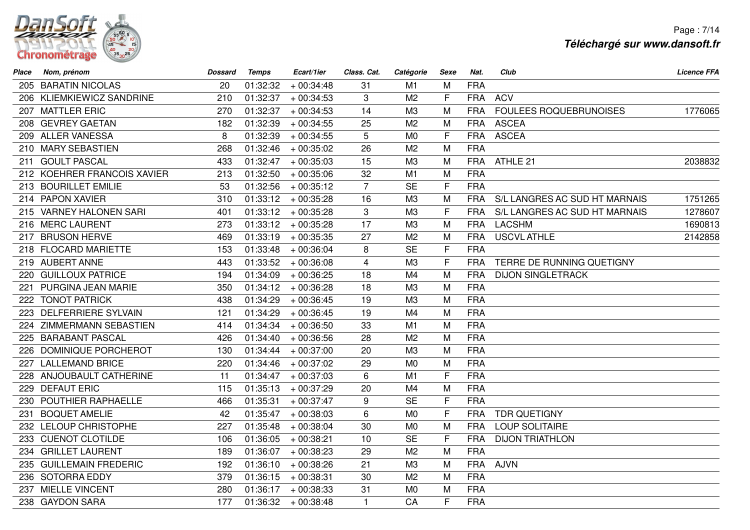| Place | Nom, prénom | Dossard | Temps | Ecart/1ier | Class. Cat. | Catégorie | Sexe | Nat. | Club | Licence FFA |
|---|---|---|---|---|---|---|---|---|---|---|
| 205 | BARATIN NICOLAS | 20 | 01:32:32 | + 00:34:48 | 31 | M1 | M | FRA | | |
| 206 | KLIEMKIEWICZ SANDRINE | 210 | 01:32:37 | + 00:34:53 | 3 | M2 | F | FRA | ACV | |
| 207 | MATTLER ERIC | 270 | 01:32:37 | + 00:34:53 | 14 | M3 | M | FRA | FOULEES ROQUEBRUNOISES | 1776065 |
| 208 | GEVREY GAETAN | 182 | 01:32:39 | + 00:34:55 | 25 | M2 | M | FRA | ASCEA | |
| 209 | ALLER VANESSA | 8 | 01:32:39 | + 00:34:55 | 5 | M0 | F | FRA | ASCEA | |
| 210 | MARY SEBASTIEN | 268 | 01:32:46 | + 00:35:02 | 26 | M2 | M | FRA | | |
| 211 | GOULT PASCAL | 433 | 01:32:47 | + 00:35:03 | 15 | M3 | M | FRA | ATHLE 21 | 2038832 |
| 212 | KOEHRER FRANCOIS XAVIER | 213 | 01:32:50 | + 00:35:06 | 32 | M1 | M | FRA | | |
| 213 | BOURILLET EMILIE | 53 | 01:32:56 | + 00:35:12 | 7 | SE | F | FRA | | |
| 214 | PAPON XAVIER | 310 | 01:33:12 | + 00:35:28 | 16 | M3 | M | FRA | S/L LANGRES AC SUD HT MARNAIS | 1751265 |
| 215 | VARNEY HALONEN SARI | 401 | 01:33:12 | + 00:35:28 | 3 | M3 | F | FRA | S/L LANGRES AC SUD HT MARNAIS | 1278607 |
| 216 | MERC LAURENT | 273 | 01:33:12 | + 00:35:28 | 17 | M3 | M | FRA | LACSHM | 1690813 |
| 217 | BRUSON HERVE | 469 | 01:33:19 | + 00:35:35 | 27 | M2 | M | FRA | USCVL ATHLE | 2142858 |
| 218 | FLOCARD MARIETTE | 153 | 01:33:48 | + 00:36:04 | 8 | SE | F | FRA | | |
| 219 | AUBERT ANNE | 443 | 01:33:52 | + 00:36:08 | 4 | M3 | F | FRA | TERRE DE RUNNING QUETIGNY | |
| 220 | GUILLOUX PATRICE | 194 | 01:34:09 | + 00:36:25 | 18 | M4 | M | FRA | DIJON SINGLETRACK | |
| 221 | PURGINA JEAN MARIE | 350 | 01:34:12 | + 00:36:28 | 18 | M3 | M | FRA | | |
| 222 | TONOT PATRICK | 438 | 01:34:29 | + 00:36:45 | 19 | M3 | M | FRA | | |
| 223 | DELFERRIERE SYLVAIN | 121 | 01:34:29 | + 00:36:45 | 19 | M4 | M | FRA | | |
| 224 | ZIMMERMANN SEBASTIEN | 414 | 01:34:34 | + 00:36:50 | 33 | M1 | M | FRA | | |
| 225 | BARABANT PASCAL | 426 | 01:34:40 | + 00:36:56 | 28 | M2 | M | FRA | | |
| 226 | DOMINIQUE PORCHEROT | 130 | 01:34:44 | + 00:37:00 | 20 | M3 | M | FRA | | |
| 227 | LALLEMAND BRICE | 220 | 01:34:46 | + 00:37:02 | 29 | M0 | M | FRA | | |
| 228 | ANJOUBAULT CATHERINE | 11 | 01:34:47 | + 00:37:03 | 6 | M1 | F | FRA | | |
| 229 | DEFAUT ERIC | 115 | 01:35:13 | + 00:37:29 | 20 | M4 | M | FRA | | |
| 230 | POUTHIER RAPHAELLE | 466 | 01:35:31 | + 00:37:47 | 9 | SE | F | FRA | | |
| 231 | BOQUET AMELIE | 42 | 01:35:47 | + 00:38:03 | 6 | M0 | F | FRA | TDR QUETIGNY | |
| 232 | LELOUP CHRISTOPHE | 227 | 01:35:48 | + 00:38:04 | 30 | M0 | M | FRA | LOUP SOLITAIRE | |
| 233 | CUENOT CLOTILDE | 106 | 01:36:05 | + 00:38:21 | 10 | SE | F | FRA | DIJON TRIATHLON | |
| 234 | GRILLET LAURENT | 189 | 01:36:07 | + 00:38:23 | 29 | M2 | M | FRA | | |
| 235 | GUILLEMAIN FREDERIC | 192 | 01:36:10 | + 00:38:26 | 21 | M3 | M | FRA | AJVN | |
| 236 | SOTORRA EDDY | 379 | 01:36:15 | + 00:38:31 | 30 | M2 | M | FRA | | |
| 237 | MIELLE VINCENT | 280 | 01:36:17 | + 00:38:33 | 31 | M0 | M | FRA | | |
| 238 | GAYDON SARA | 177 | 01:36:32 | + 00:38:48 | 1 | CA | F | FRA | | |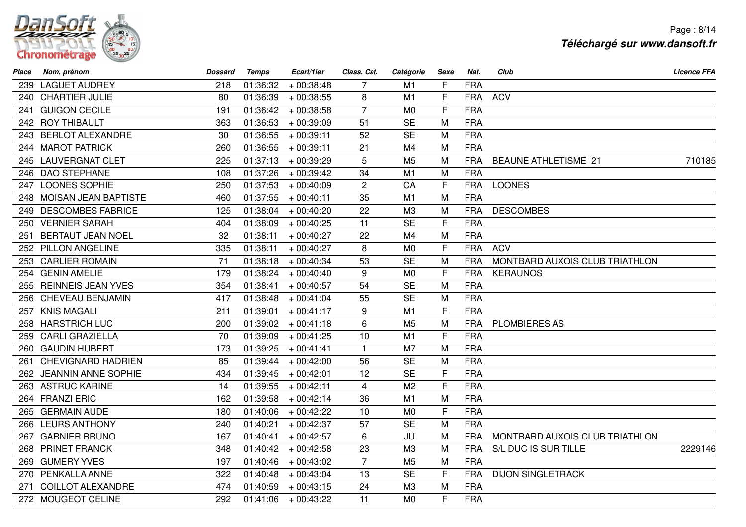| Place | Nom, prénom | Dossard | Temps | Ecart/1ier | Class. Cat. | Catégorie | Sexe | Nat. | Club | Licence FFA |
|---|---|---|---|---|---|---|---|---|---|---|
| 239 | LAGUET AUDREY | 218 | 01:36:32 | + 00:38:48 | 7 | M1 | F | FRA | | |
| 240 | CHARTIER JULIE | 80 | 01:36:39 | + 00:38:55 | 8 | M1 | F | FRA | ACV | |
| 241 | GUIGON CECILE | 191 | 01:36:42 | + 00:38:58 | 7 | M0 | F | FRA | | |
| 242 | ROY THIBAULT | 363 | 01:36:53 | + 00:39:09 | 51 | SE | M | FRA | | |
| 243 | BERLOT ALEXANDRE | 30 | 01:36:55 | + 00:39:11 | 52 | SE | M | FRA | | |
| 244 | MAROT PATRICK | 260 | 01:36:55 | + 00:39:11 | 21 | M4 | M | FRA | | |
| 245 | LAUVERGNAT CLET | 225 | 01:37:13 | + 00:39:29 | 5 | M5 | M | FRA | BEAUNE ATHLETISME 21 | 710185 |
| 246 | DAO STEPHANE | 108 | 01:37:26 | + 00:39:42 | 34 | M1 | M | FRA | | |
| 247 | LOONES SOPHIE | 250 | 01:37:53 | + 00:40:09 | 2 | CA | F | FRA | LOONES | |
| 248 | MOISAN JEAN BAPTISTE | 460 | 01:37:55 | + 00:40:11 | 35 | M1 | M | FRA | | |
| 249 | DESCOMBES FABRICE | 125 | 01:38:04 | + 00:40:20 | 22 | M3 | M | FRA | DESCOMBES | |
| 250 | VERNIER SARAH | 404 | 01:38:09 | + 00:40:25 | 11 | SE | F | FRA | | |
| 251 | BERTAUT JEAN NOEL | 32 | 01:38:11 | + 00:40:27 | 22 | M4 | M | FRA | | |
| 252 | PILLON ANGELINE | 335 | 01:38:11 | + 00:40:27 | 8 | M0 | F | FRA | ACV | |
| 253 | CARLIER ROMAIN | 71 | 01:38:18 | + 00:40:34 | 53 | SE | M | FRA | MONTBARD AUXOIS CLUB TRIATHLON | |
| 254 | GENIN AMELIE | 179 | 01:38:24 | + 00:40:40 | 9 | M0 | F | FRA | KERAUNOS | |
| 255 | REINNEIS JEAN YVES | 354 | 01:38:41 | + 00:40:57 | 54 | SE | M | FRA | | |
| 256 | CHEVEAU BENJAMIN | 417 | 01:38:48 | + 00:41:04 | 55 | SE | M | FRA | | |
| 257 | KNIS MAGALI | 211 | 01:39:01 | + 00:41:17 | 9 | M1 | F | FRA | | |
| 258 | HARSTRICH LUC | 200 | 01:39:02 | + 00:41:18 | 6 | M5 | M | FRA | PLOMBIERES AS | |
| 259 | CARLI GRAZIELLA | 70 | 01:39:09 | + 00:41:25 | 10 | M1 | F | FRA | | |
| 260 | GAUDIN HUBERT | 173 | 01:39:25 | + 00:41:41 | 1 | M7 | M | FRA | | |
| 261 | CHEVIGNARD HADRIEN | 85 | 01:39:44 | + 00:42:00 | 56 | SE | M | FRA | | |
| 262 | JEANNIN ANNE SOPHIE | 434 | 01:39:45 | + 00:42:01 | 12 | SE | F | FRA | | |
| 263 | ASTRUC KARINE | 14 | 01:39:55 | + 00:42:11 | 4 | M2 | F | FRA | | |
| 264 | FRANZI ERIC | 162 | 01:39:58 | + 00:42:14 | 36 | M1 | M | FRA | | |
| 265 | GERMAIN AUDE | 180 | 01:40:06 | + 00:42:22 | 10 | M0 | F | FRA | | |
| 266 | LEURS ANTHONY | 240 | 01:40:21 | + 00:42:37 | 57 | SE | M | FRA | | |
| 267 | GARNIER BRUNO | 167 | 01:40:41 | + 00:42:57 | 6 | JU | M | FRA | MONTBARD AUXOIS CLUB TRIATHLON | |
| 268 | PRINET FRANCK | 348 | 01:40:42 | + 00:42:58 | 23 | M3 | M | FRA | S/L DUC IS SUR TILLE | 2229146 |
| 269 | GUMERY YVES | 197 | 01:40:46 | + 00:43:02 | 7 | M5 | M | FRA | | |
| 270 | PENKALLA ANNE | 322 | 01:40:48 | + 00:43:04 | 13 | SE | F | FRA | DIJON SINGLETRACK | |
| 271 | COILLOT ALEXANDRE | 474 | 01:40:59 | + 00:43:15 | 24 | M3 | M | FRA | | |
| 272 | MOUGEOT CELINE | 292 | 01:41:06 | + 00:43:22 | 11 | M0 | F | FRA | | |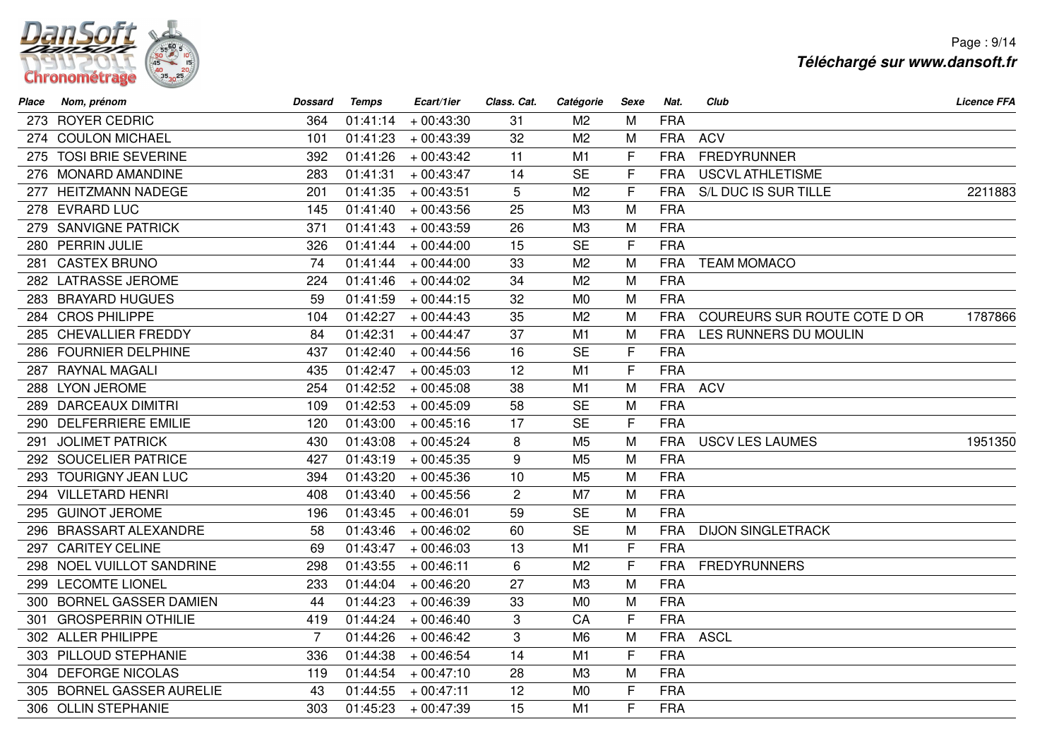| Place | Nom, prénom | Dossard | Temps | Ecart/1ier | Class. Cat. | Catégorie | Sexe | Nat. | Club | Licence FFA |
|---|---|---|---|---|---|---|---|---|---|---|
| 273 | ROYER CEDRIC | 364 | 01:41:14 | + 00:43:30 | 31 | M2 | M | FRA | | |
| 274 | COULON MICHAEL | 101 | 01:41:23 | + 00:43:39 | 32 | M2 | M | FRA | ACV | |
| 275 | TOSI BRIE SEVERINE | 392 | 01:41:26 | + 00:43:42 | 11 | M1 | F | FRA | FREDYRUNNER | |
| 276 | MONARD AMANDINE | 283 | 01:41:31 | + 00:43:47 | 14 | SE | F | FRA | USCVL ATHLETISME | |
| 277 | HEITZMANN NADEGE | 201 | 01:41:35 | + 00:43:51 | 5 | M2 | F | FRA | S/L DUC IS SUR TILLE | 2211883 |
| 278 | EVRARD LUC | 145 | 01:41:40 | + 00:43:56 | 25 | M3 | M | FRA | | |
| 279 | SANVIGNE PATRICK | 371 | 01:41:43 | + 00:43:59 | 26 | M3 | M | FRA | | |
| 280 | PERRIN JULIE | 326 | 01:41:44 | + 00:44:00 | 15 | SE | F | FRA | | |
| 281 | CASTEX BRUNO | 74 | 01:41:44 | + 00:44:00 | 33 | M2 | M | FRA | TEAM MOMACO | |
| 282 | LATRASSE JEROME | 224 | 01:41:46 | + 00:44:02 | 34 | M2 | M | FRA | | |
| 283 | BRAYARD HUGUES | 59 | 01:41:59 | + 00:44:15 | 32 | M0 | M | FRA | | |
| 284 | CROS PHILIPPE | 104 | 01:42:27 | + 00:44:43 | 35 | M2 | M | FRA | COUREURS SUR ROUTE COTE D OR | 1787866 |
| 285 | CHEVALLIER FREDDY | 84 | 01:42:31 | + 00:44:47 | 37 | M1 | M | FRA | LES RUNNERS DU MOULIN | |
| 286 | FOURNIER DELPHINE | 437 | 01:42:40 | + 00:44:56 | 16 | SE | F | FRA | | |
| 287 | RAYNAL MAGALI | 435 | 01:42:47 | + 00:45:03 | 12 | M1 | F | FRA | | |
| 288 | LYON JEROME | 254 | 01:42:52 | + 00:45:08 | 38 | M1 | M | FRA | ACV | |
| 289 | DARCEAUX DIMITRI | 109 | 01:42:53 | + 00:45:09 | 58 | SE | M | FRA | | |
| 290 | DELFERRIERE EMILIE | 120 | 01:43:00 | + 00:45:16 | 17 | SE | F | FRA | | |
| 291 | JOLIMET PATRICK | 430 | 01:43:08 | + 00:45:24 | 8 | M5 | M | FRA | USCV LES LAUMES | 1951350 |
| 292 | SOUCELIER PATRICE | 427 | 01:43:19 | + 00:45:35 | 9 | M5 | M | FRA | | |
| 293 | TOURIGNY JEAN LUC | 394 | 01:43:20 | + 00:45:36 | 10 | M5 | M | FRA | | |
| 294 | VILLETARD HENRI | 408 | 01:43:40 | + 00:45:56 | 2 | M7 | M | FRA | | |
| 295 | GUINOT JEROME | 196 | 01:43:45 | + 00:46:01 | 59 | SE | M | FRA | | |
| 296 | BRASSART ALEXANDRE | 58 | 01:43:46 | + 00:46:02 | 60 | SE | M | FRA | DIJON SINGLETRACK | |
| 297 | CARITEY CELINE | 69 | 01:43:47 | + 00:46:03 | 13 | M1 | F | FRA | | |
| 298 | NOEL VUILLOT SANDRINE | 298 | 01:43:55 | + 00:46:11 | 6 | M2 | F | FRA | FREDYRUNNERS | |
| 299 | LECOMTE LIONEL | 233 | 01:44:04 | + 00:46:20 | 27 | M3 | M | FRA | | |
| 300 | BORNEL GASSER DAMIEN | 44 | 01:44:23 | + 00:46:39 | 33 | M0 | M | FRA | | |
| 301 | GROSPERRIN OTHILIE | 419 | 01:44:24 | + 00:46:40 | 3 | CA | F | FRA | | |
| 302 | ALLER PHILIPPE | 7 | 01:44:26 | + 00:46:42 | 3 | M6 | M | FRA | ASCL | |
| 303 | PILLOUD STEPHANIE | 336 | 01:44:38 | + 00:46:54 | 14 | M1 | F | FRA | | |
| 304 | DEFORGE NICOLAS | 119 | 01:44:54 | + 00:47:10 | 28 | M3 | M | FRA | | |
| 305 | BORNEL GASSER AURELIE | 43 | 01:44:55 | + 00:47:11 | 12 | M0 | F | FRA | | |
| 306 | OLLIN STEPHANIE | 303 | 01:45:23 | + 00:47:39 | 15 | M1 | F | FRA | | |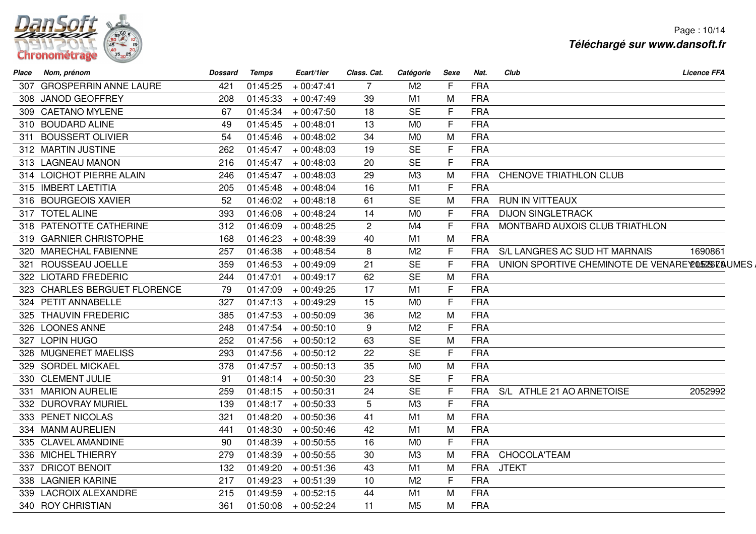| Place | Nom, prénom | Dossard | Temps | Ecart/1ier | Class. Cat. | Catégorie | Sexe | Nat. | Club | Licence FFA |
|---|---|---|---|---|---|---|---|---|---|---|
| 307 | GROSPERRIN ANNE LAURE | 421 | 01:45:25 | + 00:47:41 | 7 | M2 | F | FRA | | |
| 308 | JANOD GEOFFREY | 208 | 01:45:33 | + 00:47:49 | 39 | M1 | M | FRA | | |
| 309 | CAETANO MYLENE | 67 | 01:45:34 | + 00:47:50 | 18 | SE | F | FRA | | |
| 310 | BOUDARD ALINE | 49 | 01:45:45 | + 00:48:01 | 13 | M0 | F | FRA | | |
| 311 | BOUSSERT OLIVIER | 54 | 01:45:46 | + 00:48:02 | 34 | M0 | M | FRA | | |
| 312 | MARTIN JUSTINE | 262 | 01:45:47 | + 00:48:03 | 19 | SE | F | FRA | | |
| 313 | LAGNEAU MANON | 216 | 01:45:47 | + 00:48:03 | 20 | SE | F | FRA | | |
| 314 | LOICHOT PIERRE ALAIN | 246 | 01:45:47 | + 00:48:03 | 29 | M3 | M | FRA | CHENOVE TRIATHLON CLUB | |
| 315 | IMBERT LAETITIA | 205 | 01:45:48 | + 00:48:04 | 16 | M1 | F | FRA | | |
| 316 | BOURGEOIS XAVIER | 52 | 01:46:02 | + 00:48:18 | 61 | SE | M | FRA | RUN IN VITTEAUX | |
| 317 | TOTEL ALINE | 393 | 01:46:08 | + 00:48:24 | 14 | M0 | F | FRA | DIJON SINGLETRACK | |
| 318 | PATENOTTE CATHERINE | 312 | 01:46:09 | + 00:48:25 | 2 | M4 | F | FRA | MONTBARD AUXOIS CLUB TRIATHLON | |
| 319 | GARNIER CHRISTOPHE | 168 | 01:46:23 | + 00:48:39 | 40 | M1 | M | FRA | | |
| 320 | MARECHAL FABIENNE | 257 | 01:46:38 | + 00:48:54 | 8 | M2 | F | FRA | S/L LANGRES AC SUD HT MARNAIS | 1690861 |
| 321 | ROUSSEAU JOELLE | 359 | 01:46:53 | + 00:49:09 | 21 | SE | F | FRA | UNION SPORTIVE CHEMINOTE DE VENAREY LES LAUMES | 2052679 |
| 322 | LIOTARD FREDERIC | 244 | 01:47:01 | + 00:49:17 | 62 | SE | M | FRA | | |
| 323 | CHARLES BERGUET FLORENCE | 79 | 01:47:09 | + 00:49:25 | 17 | M1 | F | FRA | | |
| 324 | PETIT ANNABELLE | 327 | 01:47:13 | + 00:49:29 | 15 | M0 | F | FRA | | |
| 325 | THAUVIN FREDERIC | 385 | 01:47:53 | + 00:50:09 | 36 | M2 | M | FRA | | |
| 326 | LOONES ANNE | 248 | 01:47:54 | + 00:50:10 | 9 | M2 | F | FRA | | |
| 327 | LOPIN HUGO | 252 | 01:47:56 | + 00:50:12 | 63 | SE | M | FRA | | |
| 328 | MUGNERET MAELISS | 293 | 01:47:56 | + 00:50:12 | 22 | SE | F | FRA | | |
| 329 | SORDEL MICKAEL | 378 | 01:47:57 | + 00:50:13 | 35 | M0 | M | FRA | | |
| 330 | CLEMENT JULIE | 91 | 01:48:14 | + 00:50:30 | 23 | SE | F | FRA | | |
| 331 | MARION AURELIE | 259 | 01:48:15 | + 00:50:31 | 24 | SE | F | FRA | S/L ATHLE 21 AO ARNETOISE | 2052992 |
| 332 | DUROVRAY MURIEL | 139 | 01:48:17 | + 00:50:33 | 5 | M3 | F | FRA | | |
| 333 | PENET NICOLAS | 321 | 01:48:20 | + 00:50:36 | 41 | M1 | M | FRA | | |
| 334 | MANM AURELIEN | 441 | 01:48:30 | + 00:50:46 | 42 | M1 | M | FRA | | |
| 335 | CLAVEL AMANDINE | 90 | 01:48:39 | + 00:50:55 | 16 | M0 | F | FRA | | |
| 336 | MICHEL THIERRY | 279 | 01:48:39 | + 00:50:55 | 30 | M3 | M | FRA | CHOCOLA'TEAM | |
| 337 | DRICOT BENOIT | 132 | 01:49:20 | + 00:51:36 | 43 | M1 | M | FRA | JTEKT | |
| 338 | LAGNIER KARINE | 217 | 01:49:23 | + 00:51:39 | 10 | M2 | F | FRA | | |
| 339 | LACROIX ALEXANDRE | 215 | 01:49:59 | + 00:52:15 | 44 | M1 | M | FRA | | |
| 340 | ROY CHRISTIAN | 361 | 01:50:08 | + 00:52:24 | 11 | M5 | M | FRA | | |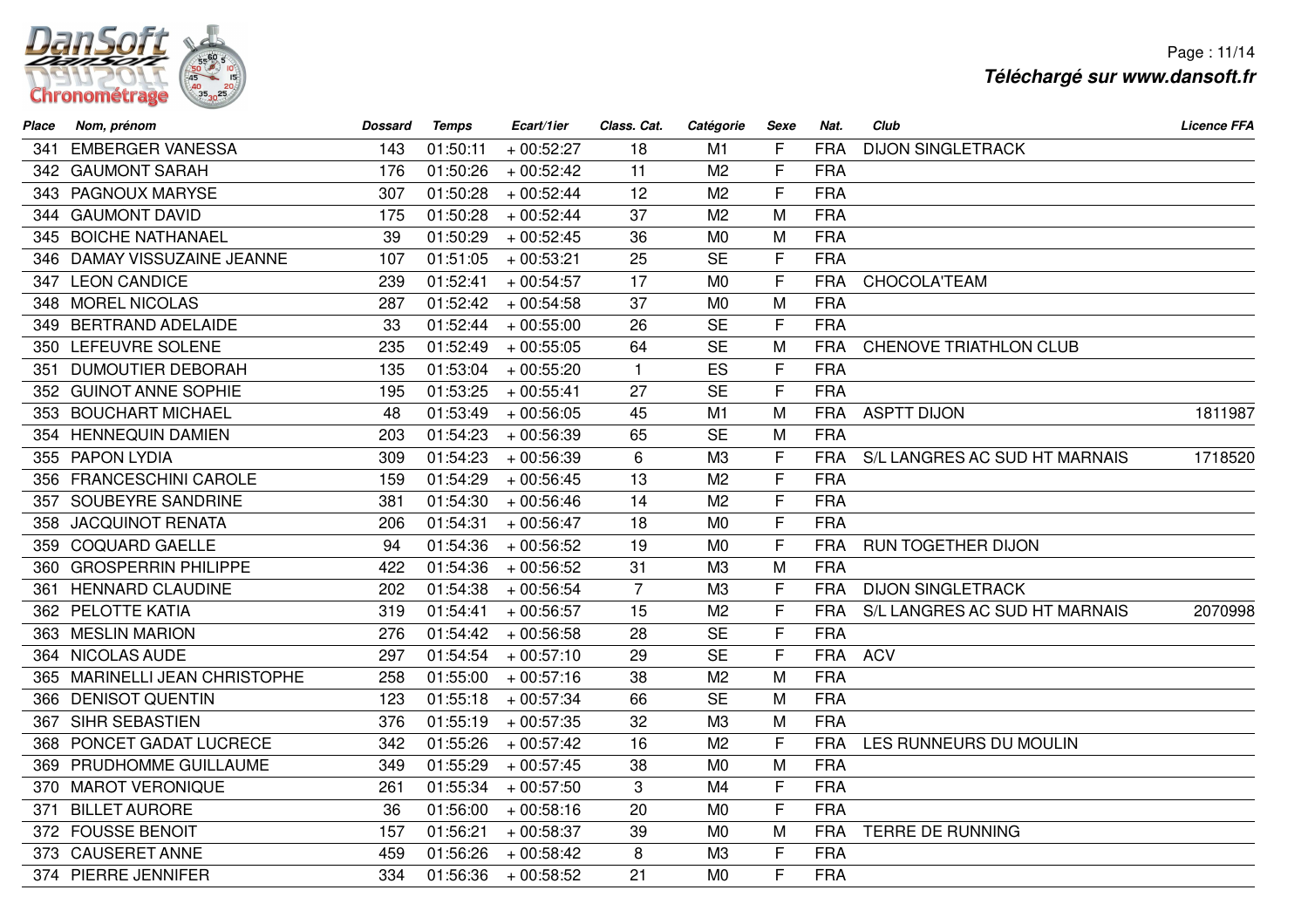| Place | Nom, prénom | Dossard | Temps | Ecart/1ier | Class. Cat. | Catégorie | Sexe | Nat. | Club | Licence FFA |
|---|---|---|---|---|---|---|---|---|---|---|
| 341 | EMBERGER VANESSA | 143 | 01:50:11 | + 00:52:27 | 18 | M1 | F | FRA | DIJON SINGLETRACK | |
| 342 | GAUMONT SARAH | 176 | 01:50:26 | + 00:52:42 | 11 | M2 | F | FRA | | |
| 343 | PAGNOUX MARYSE | 307 | 01:50:28 | + 00:52:44 | 12 | M2 | F | FRA | | |
| 344 | GAUMONT DAVID | 175 | 01:50:28 | + 00:52:44 | 37 | M2 | M | FRA | | |
| 345 | BOICHE NATHANAEL | 39 | 01:50:29 | + 00:52:45 | 36 | M0 | M | FRA | | |
| 346 | DAMAY VISSUZAINE JEANNE | 107 | 01:51:05 | + 00:53:21 | 25 | SE | F | FRA | | |
| 347 | LEON CANDICE | 239 | 01:52:41 | + 00:54:57 | 17 | M0 | F | FRA | CHOCOLA'TEAM | |
| 348 | MOREL NICOLAS | 287 | 01:52:42 | + 00:54:58 | 37 | M0 | M | FRA | | |
| 349 | BERTRAND ADELAIDE | 33 | 01:52:44 | + 00:55:00 | 26 | SE | F | FRA | | |
| 350 | LEFEUVRE SOLENE | 235 | 01:52:49 | + 00:55:05 | 64 | SE | M | FRA | CHENOVE TRIATHLON CLUB | |
| 351 | DUMOUTIER DEBORAH | 135 | 01:53:04 | + 00:55:20 | 1 | ES | F | FRA | | |
| 352 | GUINOT ANNE SOPHIE | 195 | 01:53:25 | + 00:55:41 | 27 | SE | F | FRA | | |
| 353 | BOUCHART MICHAEL | 48 | 01:53:49 | + 00:56:05 | 45 | M1 | M | FRA | ASPTT DIJON | 1811987 |
| 354 | HENNEQUIN DAMIEN | 203 | 01:54:23 | + 00:56:39 | 65 | SE | M | FRA | | |
| 355 | PAPON LYDIA | 309 | 01:54:23 | + 00:56:39 | 6 | M3 | F | FRA | S/L LANGRES AC SUD HT MARNAIS | 1718520 |
| 356 | FRANCESCHINI CAROLE | 159 | 01:54:29 | + 00:56:45 | 13 | M2 | F | FRA | | |
| 357 | SOUBEYRE SANDRINE | 381 | 01:54:30 | + 00:56:46 | 14 | M2 | F | FRA | | |
| 358 | JACQUINOT RENATA | 206 | 01:54:31 | + 00:56:47 | 18 | M0 | F | FRA | | |
| 359 | COQUARD GAELLE | 94 | 01:54:36 | + 00:56:52 | 19 | M0 | F | FRA | RUN TOGETHER DIJON | |
| 360 | GROSPERRIN PHILIPPE | 422 | 01:54:36 | + 00:56:52 | 31 | M3 | M | FRA | | |
| 361 | HENNARD CLAUDINE | 202 | 01:54:38 | + 00:56:54 | 7 | M3 | F | FRA | DIJON SINGLETRACK | |
| 362 | PELOTTE KATIA | 319 | 01:54:41 | + 00:56:57 | 15 | M2 | F | FRA | S/L LANGRES AC SUD HT MARNAIS | 2070998 |
| 363 | MESLIN MARION | 276 | 01:54:42 | + 00:56:58 | 28 | SE | F | FRA | | |
| 364 | NICOLAS AUDE | 297 | 01:54:54 | + 00:57:10 | 29 | SE | F | FRA | ACV | |
| 365 | MARINELLI JEAN CHRISTOPHE | 258 | 01:55:00 | + 00:57:16 | 38 | M2 | M | FRA | | |
| 366 | DENISOT QUENTIN | 123 | 01:55:18 | + 00:57:34 | 66 | SE | M | FRA | | |
| 367 | SIHR SEBASTIEN | 376 | 01:55:19 | + 00:57:35 | 32 | M3 | M | FRA | | |
| 368 | PONCET GADAT LUCRECE | 342 | 01:55:26 | + 00:57:42 | 16 | M2 | F | FRA | LES RUNNEURS DU MOULIN | |
| 369 | PRUDHOMME GUILLAUME | 349 | 01:55:29 | + 00:57:45 | 38 | M0 | M | FRA | | |
| 370 | MAROT VERONIQUE | 261 | 01:55:34 | + 00:57:50 | 3 | M4 | F | FRA | | |
| 371 | BILLET AURORE | 36 | 01:56:00 | + 00:58:16 | 20 | M0 | F | FRA | | |
| 372 | FOUSSE BENOIT | 157 | 01:56:21 | + 00:58:37 | 39 | M0 | M | FRA | TERRE DE RUNNING | |
| 373 | CAUSERET ANNE | 459 | 01:56:26 | + 00:58:42 | 8 | M3 | F | FRA | | |
| 374 | PIERRE JENNIFER | 334 | 01:56:36 | + 00:58:52 | 21 | M0 | F | FRA | | |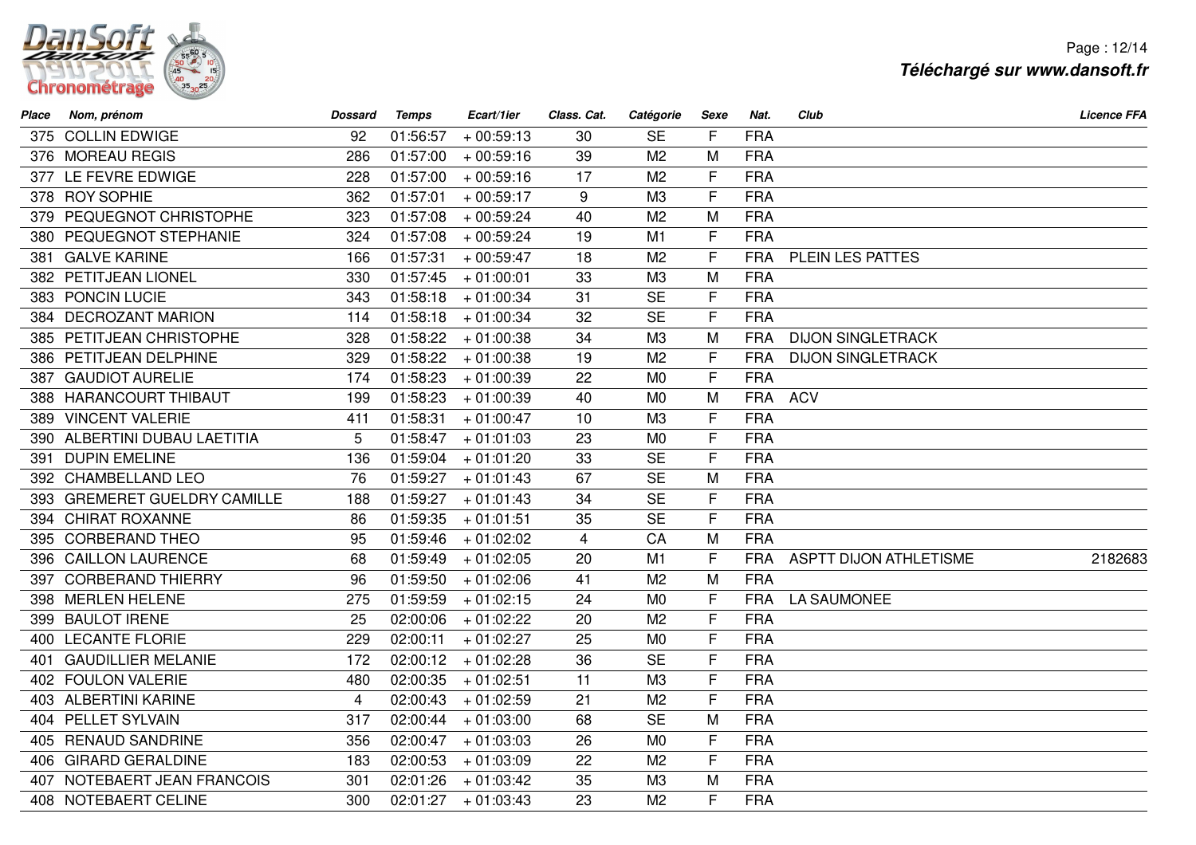| Place | Nom, prénom | Dossard | Temps | Ecart/1ier | Class. Cat. | Catégorie | Sexe | Nat. | Club | Licence FFA |
|---|---|---|---|---|---|---|---|---|---|---|
| 375 | COLLIN EDWIGE | 92 | 01:56:57 | + 00:59:13 | 30 | SE | F | FRA | | |
| 376 | MOREAU REGIS | 286 | 01:57:00 | + 00:59:16 | 39 | M2 | M | FRA | | |
| 377 | LE FEVRE EDWIGE | 228 | 01:57:00 | + 00:59:16 | 17 | M2 | F | FRA | | |
| 378 | ROY SOPHIE | 362 | 01:57:01 | + 00:59:17 | 9 | M3 | F | FRA | | |
| 379 | PEQUEGNOT CHRISTOPHE | 323 | 01:57:08 | + 00:59:24 | 40 | M2 | M | FRA | | |
| 380 | PEQUEGNOT STEPHANIE | 324 | 01:57:08 | + 00:59:24 | 19 | M1 | F | FRA | | |
| 381 | GALVE KARINE | 166 | 01:57:31 | + 00:59:47 | 18 | M2 | F | FRA | PLEIN LES PATTES | |
| 382 | PETITJEAN LIONEL | 330 | 01:57:45 | + 01:00:01 | 33 | M3 | M | FRA | | |
| 383 | PONCIN LUCIE | 343 | 01:58:18 | + 01:00:34 | 31 | SE | F | FRA | | |
| 384 | DECROZANT MARION | 114 | 01:58:18 | + 01:00:34 | 32 | SE | F | FRA | | |
| 385 | PETITJEAN CHRISTOPHE | 328 | 01:58:22 | + 01:00:38 | 34 | M3 | M | FRA | DIJON SINGLETRACK | |
| 386 | PETITJEAN DELPHINE | 329 | 01:58:22 | + 01:00:38 | 19 | M2 | F | FRA | DIJON SINGLETRACK | |
| 387 | GAUDIOT AURELIE | 174 | 01:58:23 | + 01:00:39 | 22 | M0 | F | FRA | | |
| 388 | HARANCOURT THIBAUT | 199 | 01:58:23 | + 01:00:39 | 40 | M0 | M | FRA | ACV | |
| 389 | VINCENT VALERIE | 411 | 01:58:31 | + 01:00:47 | 10 | M3 | F | FRA | | |
| 390 | ALBERTINI DUBAU LAETITIA | 5 | 01:58:47 | + 01:01:03 | 23 | M0 | F | FRA | | |
| 391 | DUPIN EMELINE | 136 | 01:59:04 | + 01:01:20 | 33 | SE | F | FRA | | |
| 392 | CHAMBELLAND LEO | 76 | 01:59:27 | + 01:01:43 | 67 | SE | M | FRA | | |
| 393 | GREMERET GUELDRY CAMILLE | 188 | 01:59:27 | + 01:01:43 | 34 | SE | F | FRA | | |
| 394 | CHIRAT ROXANNE | 86 | 01:59:35 | + 01:01:51 | 35 | SE | F | FRA | | |
| 395 | CORBERAND THEO | 95 | 01:59:46 | + 01:02:02 | 4 | CA | M | FRA | | |
| 396 | CAILLON LAURENCE | 68 | 01:59:49 | + 01:02:05 | 20 | M1 | F | FRA | ASPTT DIJON ATHLETISME | 2182683 |
| 397 | CORBERAND THIERRY | 96 | 01:59:50 | + 01:02:06 | 41 | M2 | M | FRA | | |
| 398 | MERLEN HELENE | 275 | 01:59:59 | + 01:02:15 | 24 | M0 | F | FRA | LA SAUMONEE | |
| 399 | BAULOT IRENE | 25 | 02:00:06 | + 01:02:22 | 20 | M2 | F | FRA | | |
| 400 | LECANTE FLORIE | 229 | 02:00:11 | + 01:02:27 | 25 | M0 | F | FRA | | |
| 401 | GAUDILLIER MELANIE | 172 | 02:00:12 | + 01:02:28 | 36 | SE | F | FRA | | |
| 402 | FOULON VALERIE | 480 | 02:00:35 | + 01:02:51 | 11 | M3 | F | FRA | | |
| 403 | ALBERTINI KARINE | 4 | 02:00:43 | + 01:02:59 | 21 | M2 | F | FRA | | |
| 404 | PELLET SYLVAIN | 317 | 02:00:44 | + 01:03:00 | 68 | SE | M | FRA | | |
| 405 | RENAUD SANDRINE | 356 | 02:00:47 | + 01:03:03 | 26 | M0 | F | FRA | | |
| 406 | GIRARD GERALDINE | 183 | 02:00:53 | + 01:03:09 | 22 | M2 | F | FRA | | |
| 407 | NOTEBAERT JEAN FRANCOIS | 301 | 02:01:26 | + 01:03:42 | 35 | M3 | M | FRA | | |
| 408 | NOTEBAERT CELINE | 300 | 02:01:27 | + 01:03:43 | 23 | M2 | F | FRA | | |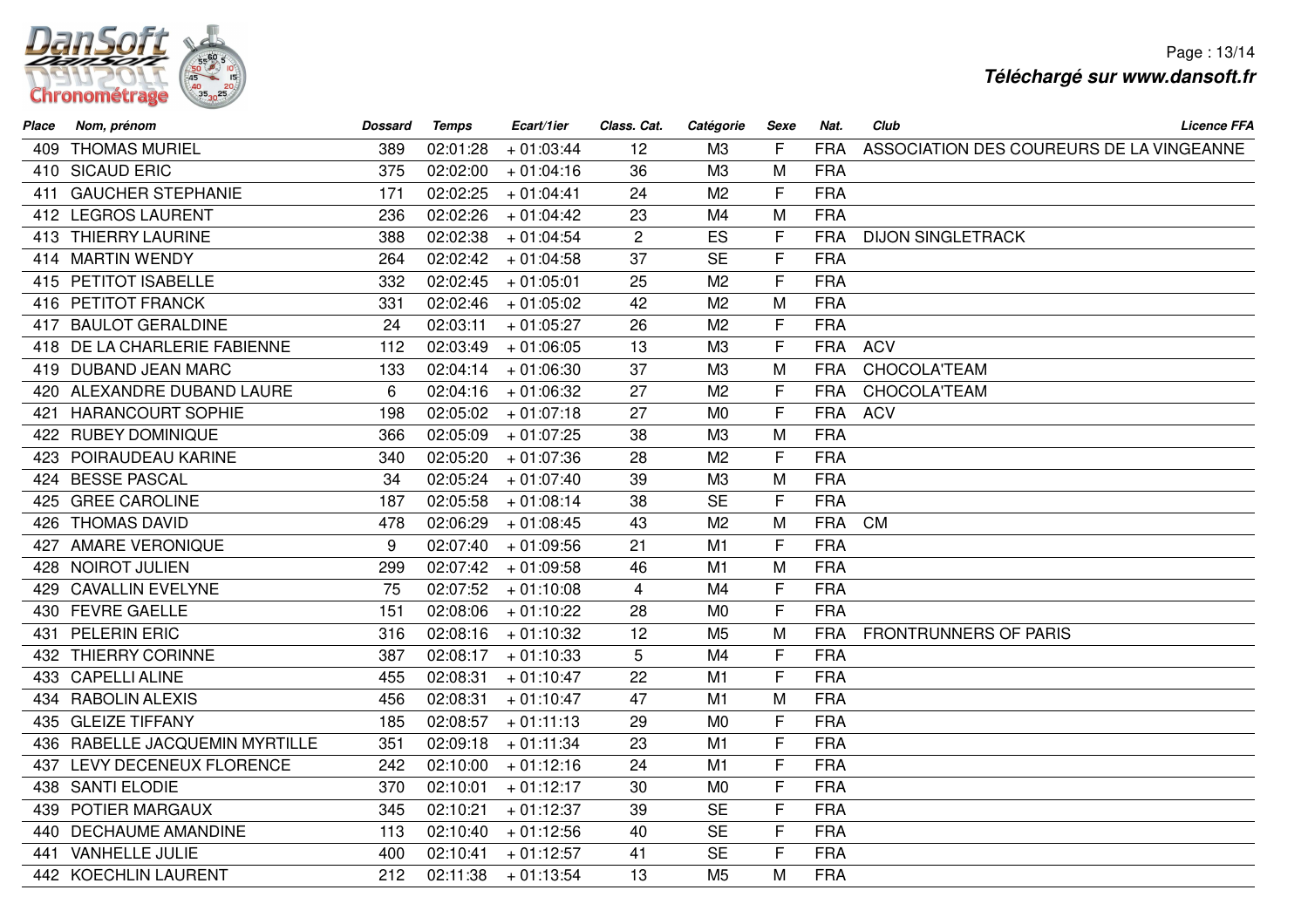| Place | Nom, prénom | Dossard | Temps | Ecart/1ier | Class. Cat. | Catégorie | Sexe | Nat. | Club | Licence FFA |
|---|---|---|---|---|---|---|---|---|---|---|
| 409 | THOMAS MURIEL | 389 | 02:01:28 | + 01:03:44 | 12 | M3 | F | FRA | ASSOCIATION DES COUREURS DE LA VINGEANNE | |
| 410 | SICAUD ERIC | 375 | 02:02:00 | + 01:04:16 | 36 | M3 | M | FRA | | |
| 411 | GAUCHER STEPHANIE | 171 | 02:02:25 | + 01:04:41 | 24 | M2 | F | FRA | | |
| 412 | LEGROS LAURENT | 236 | 02:02:26 | + 01:04:42 | 23 | M4 | M | FRA | | |
| 413 | THIERRY LAURINE | 388 | 02:02:38 | + 01:04:54 | 2 | ES | F | FRA | DIJON SINGLETRACK | |
| 414 | MARTIN WENDY | 264 | 02:02:42 | + 01:04:58 | 37 | SE | F | FRA | | |
| 415 | PETITOT ISABELLE | 332 | 02:02:45 | + 01:05:01 | 25 | M2 | F | FRA | | |
| 416 | PETITOT FRANCK | 331 | 02:02:46 | + 01:05:02 | 42 | M2 | M | FRA | | |
| 417 | BAULOT GERALDINE | 24 | 02:03:11 | + 01:05:27 | 26 | M2 | F | FRA | | |
| 418 | DE LA CHARLERIE FABIENNE | 112 | 02:03:49 | + 01:06:05 | 13 | M3 | F | FRA | ACV | |
| 419 | DUBAND JEAN MARC | 133 | 02:04:14 | + 01:06:30 | 37 | M3 | M | FRA | CHOCOLA'TEAM | |
| 420 | ALEXANDRE DUBAND LAURE | 6 | 02:04:16 | + 01:06:32 | 27 | M2 | F | FRA | CHOCOLA'TEAM | |
| 421 | HARANCOURT SOPHIE | 198 | 02:05:02 | + 01:07:18 | 27 | M0 | F | FRA | ACV | |
| 422 | RUBEY DOMINIQUE | 366 | 02:05:09 | + 01:07:25 | 38 | M3 | M | FRA | | |
| 423 | POIRAUDEAU KARINE | 340 | 02:05:20 | + 01:07:36 | 28 | M2 | F | FRA | | |
| 424 | BESSE PASCAL | 34 | 02:05:24 | + 01:07:40 | 39 | M3 | M | FRA | | |
| 425 | GREE CAROLINE | 187 | 02:05:58 | + 01:08:14 | 38 | SE | F | FRA | | |
| 426 | THOMAS DAVID | 478 | 02:06:29 | + 01:08:45 | 43 | M2 | M | FRA | CM | |
| 427 | AMARE VERONIQUE | 9 | 02:07:40 | + 01:09:56 | 21 | M1 | F | FRA | | |
| 428 | NOIROT JULIEN | 299 | 02:07:42 | + 01:09:58 | 46 | M1 | M | FRA | | |
| 429 | CAVALLIN EVELYNE | 75 | 02:07:52 | + 01:10:08 | 4 | M4 | F | FRA | | |
| 430 | FEVRE GAELLE | 151 | 02:08:06 | + 01:10:22 | 28 | M0 | F | FRA | | |
| 431 | PELERIN ERIC | 316 | 02:08:16 | + 01:10:32 | 12 | M5 | M | FRA | FRONTRUNNERS OF PARIS | |
| 432 | THIERRY CORINNE | 387 | 02:08:17 | + 01:10:33 | 5 | M4 | F | FRA | | |
| 433 | CAPELLI ALINE | 455 | 02:08:31 | + 01:10:47 | 22 | M1 | F | FRA | | |
| 434 | RABOLIN ALEXIS | 456 | 02:08:31 | + 01:10:47 | 47 | M1 | M | FRA | | |
| 435 | GLEIZE TIFFANY | 185 | 02:08:57 | + 01:11:13 | 29 | M0 | F | FRA | | |
| 436 | RABELLE JACQUEMIN MYRTILLE | 351 | 02:09:18 | + 01:11:34 | 23 | M1 | F | FRA | | |
| 437 | LEVY DECENEUX FLORENCE | 242 | 02:10:00 | + 01:12:16 | 24 | M1 | F | FRA | | |
| 438 | SANTI ELODIE | 370 | 02:10:01 | + 01:12:17 | 30 | M0 | F | FRA | | |
| 439 | POTIER MARGAUX | 345 | 02:10:21 | + 01:12:37 | 39 | SE | F | FRA | | |
| 440 | DECHAUME AMANDINE | 113 | 02:10:40 | + 01:12:56 | 40 | SE | F | FRA | | |
| 441 | VANHELLE JULIE | 400 | 02:10:41 | + 01:12:57 | 41 | SE | F | FRA | | |
| 442 | KOECHLIN LAURENT | 212 | 02:11:38 | + 01:13:54 | 13 | M5 | M | FRA | | |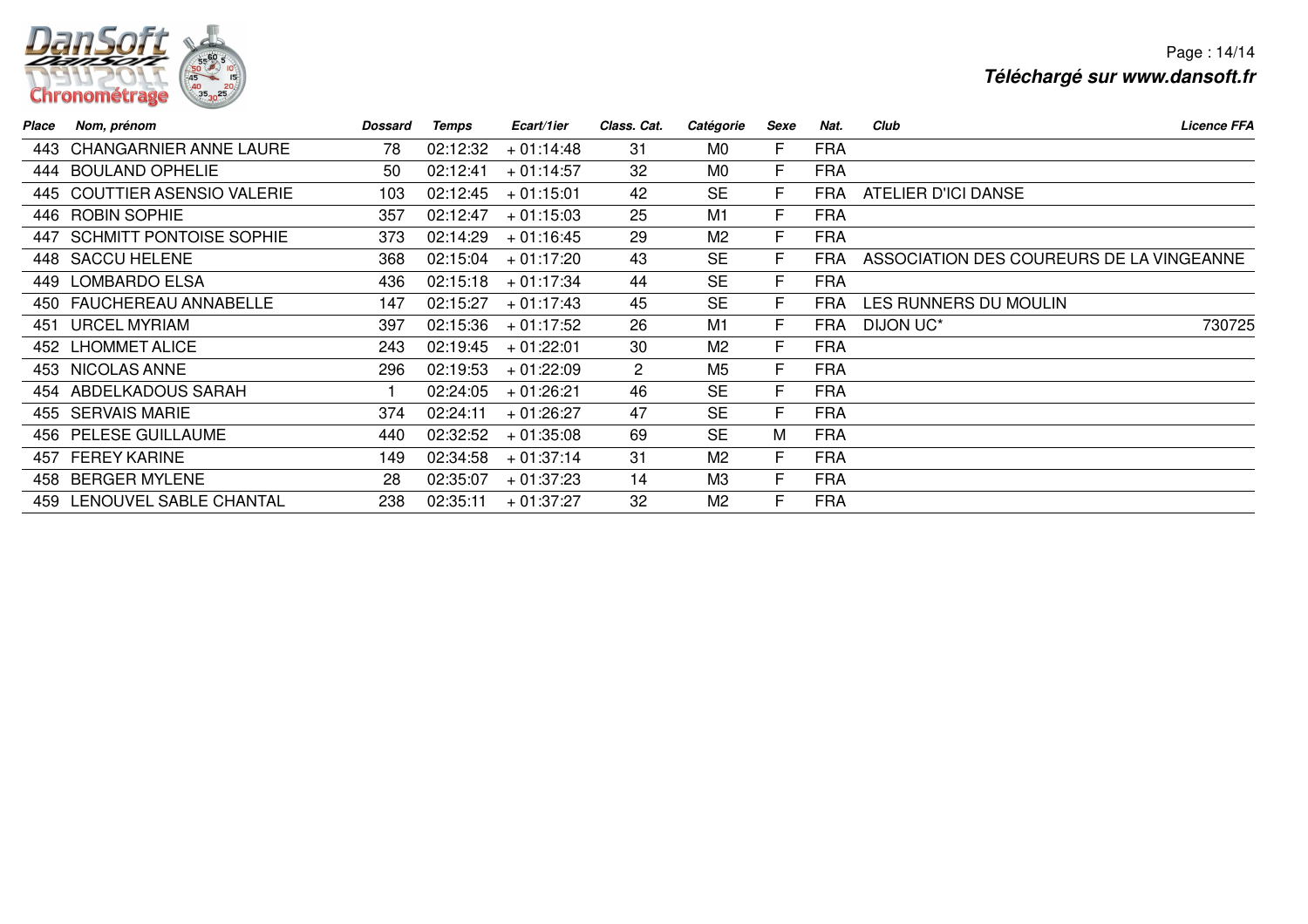| Place | Nom, prénom | Dossard | Temps | Ecart/1ier | Class. Cat. | Catégorie | Sexe | Nat. | Club | Licence FFA |
|---|---|---|---|---|---|---|---|---|---|---|
| 443 | CHANGARNIER ANNE LAURE | 78 | 02:12:32 | + 01:14:48 | 31 | M0 | F | FRA | | |
| 444 | BOULAND OPHELIE | 50 | 02:12:41 | + 01:14:57 | 32 | M0 | F | FRA | | |
| 445 | COUTTIER ASENSIO VALERIE | 103 | 02:12:45 | + 01:15:01 | 42 | SE | F | FRA | ATELIER D'ICI DANSE | |
| 446 | ROBIN SOPHIE | 357 | 02:12:47 | + 01:15:03 | 25 | M1 | F | FRA | | |
| 447 | SCHMITT PONTOISE SOPHIE | 373 | 02:14:29 | + 01:16:45 | 29 | M2 | F | FRA | | |
| 448 | SACCU HELENE | 368 | 02:15:04 | + 01:17:20 | 43 | SE | F | FRA | ASSOCIATION DES COUREURS DE LA VINGEANNE | |
| 449 | LOMBARDO ELSA | 436 | 02:15:18 | + 01:17:34 | 44 | SE | F | FRA | | |
| 450 | FAUCHEREAU ANNABELLE | 147 | 02:15:27 | + 01:17:43 | 45 | SE | F | FRA | LES RUNNERS DU MOULIN | |
| 451 | URCEL MYRIAM | 397 | 02:15:36 | + 01:17:52 | 26 | M1 | F | FRA | DIJON UC* | 730725 |
| 452 | LHOMMET ALICE | 243 | 02:19:45 | + 01:22:01 | 30 | M2 | F | FRA | | |
| 453 | NICOLAS ANNE | 296 | 02:19:53 | + 01:22:09 | 2 | M5 | F | FRA | | |
| 454 | ABDELKADOUS SARAH | 1 | 02:24:05 | + 01:26:21 | 46 | SE | F | FRA | | |
| 455 | SERVAIS MARIE | 374 | 02:24:11 | + 01:26:27 | 47 | SE | F | FRA | | |
| 456 | PELESE GUILLAUME | 440 | 02:32:52 | + 01:35:08 | 69 | SE | M | FRA | | |
| 457 | FEREY KARINE | 149 | 02:34:58 | + 01:37:14 | 31 | M2 | F | FRA | | |
| 458 | BERGER MYLENE | 28 | 02:35:07 | + 01:37:23 | 14 | M3 | F | FRA | | |
| 459 | LENOUVEL SABLE CHANTAL | 238 | 02:35:11 | + 01:37:27 | 32 | M2 | F | FRA | | |